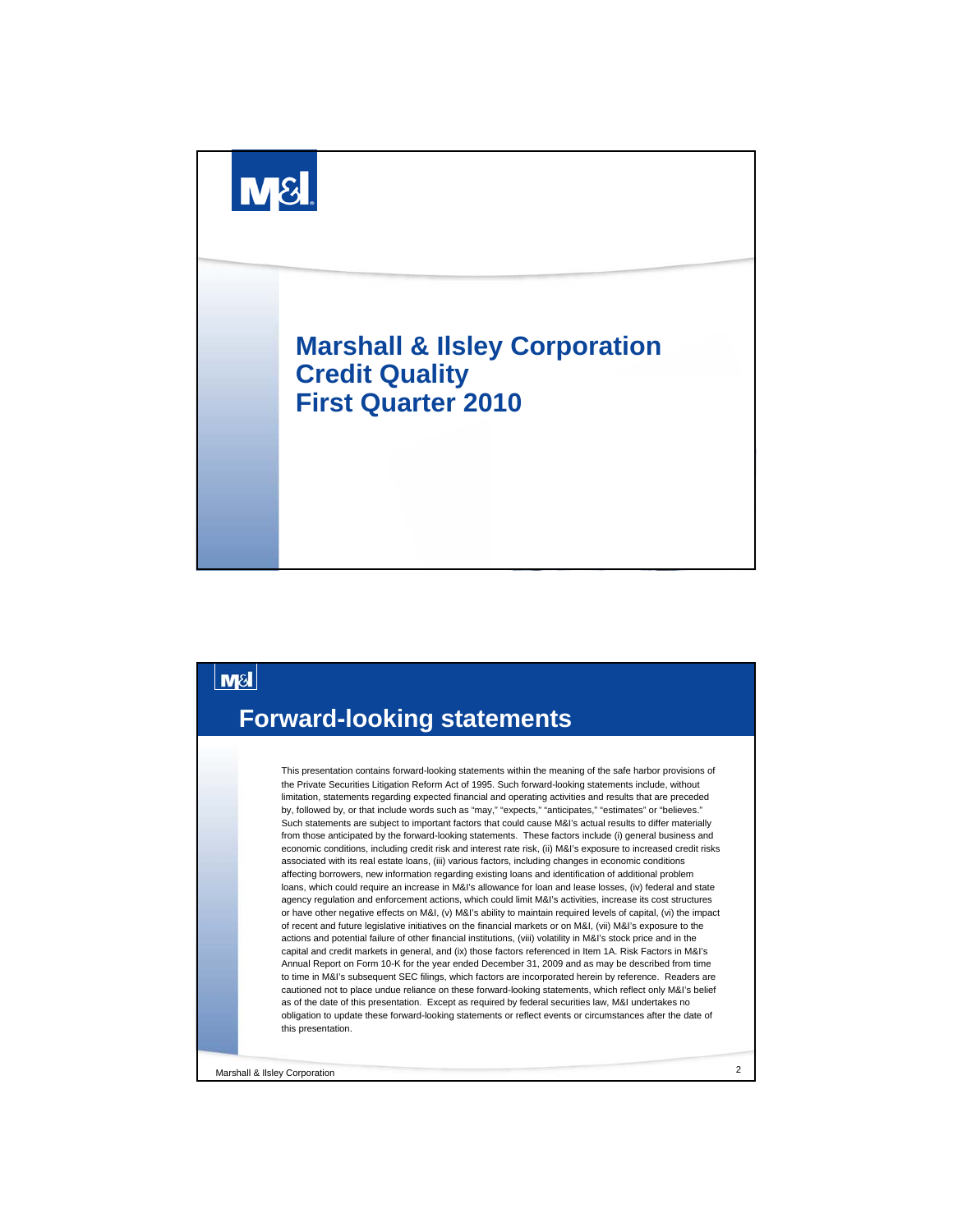# Marshall & Ilsley Corporation Credit Quality First Quarter 2010

## Forward-looking statements

This presentation contains forward-looking statements within the meaning of the safe harbor provisions of the Private Securities Litigation Reform Act of 1995. Such forward-looking statements include, without limitation, statements regarding expected financial and operating activities and results that are preceded by, followed by, or that include words such as "may," "expects," "anticipates," "estimates" or "believes." Such statements are subject to important factors that could cause M&I's actual results to differ materially from those anticipated by the forward-looking statements. These factors include (i) general business and economic conditions, including credit risk and interest rate risk, (ii) M&I's exposure to increased credit risks associated with its real estate loans, (iii) various factors, including changes in economic conditions affecting borrowers, new information regarding existing loans and identification of additional problem loans, which could require an increase in M&I's allowance for loan and lease losses, (iv) federal and state agency regulation and enforcement actions, which could limit M&I's activities, increase its cost structures or have other negative effects on M&I, (v) M&I's ability to maintain required levels of capital, (vi) the impact of recent and future legislative initiatives on the financial markets or on M&I, (vii) M&I's exposure to the actions and potential failure of other financial institutions, (viii) volatility in M&I's stock price and in the capital and credit markets in general, and (ix) those factors referenced in Item 1A. Risk Factors in M&I's Annual Report on Form 10-K for the year ended December 31, 2009 and as may be described from time to time in M&I's subsequent SEC filings, which factors are incorporated herein by reference. Readers are cautioned not to place undue reliance on these forward-looking statements, which reflect only M&I's belief as of the date of this presentation. Except as required by federal securities law, M&I undertakes no obligation to update these forward-looking statements or reflect events or circumstances after the date of this presentation.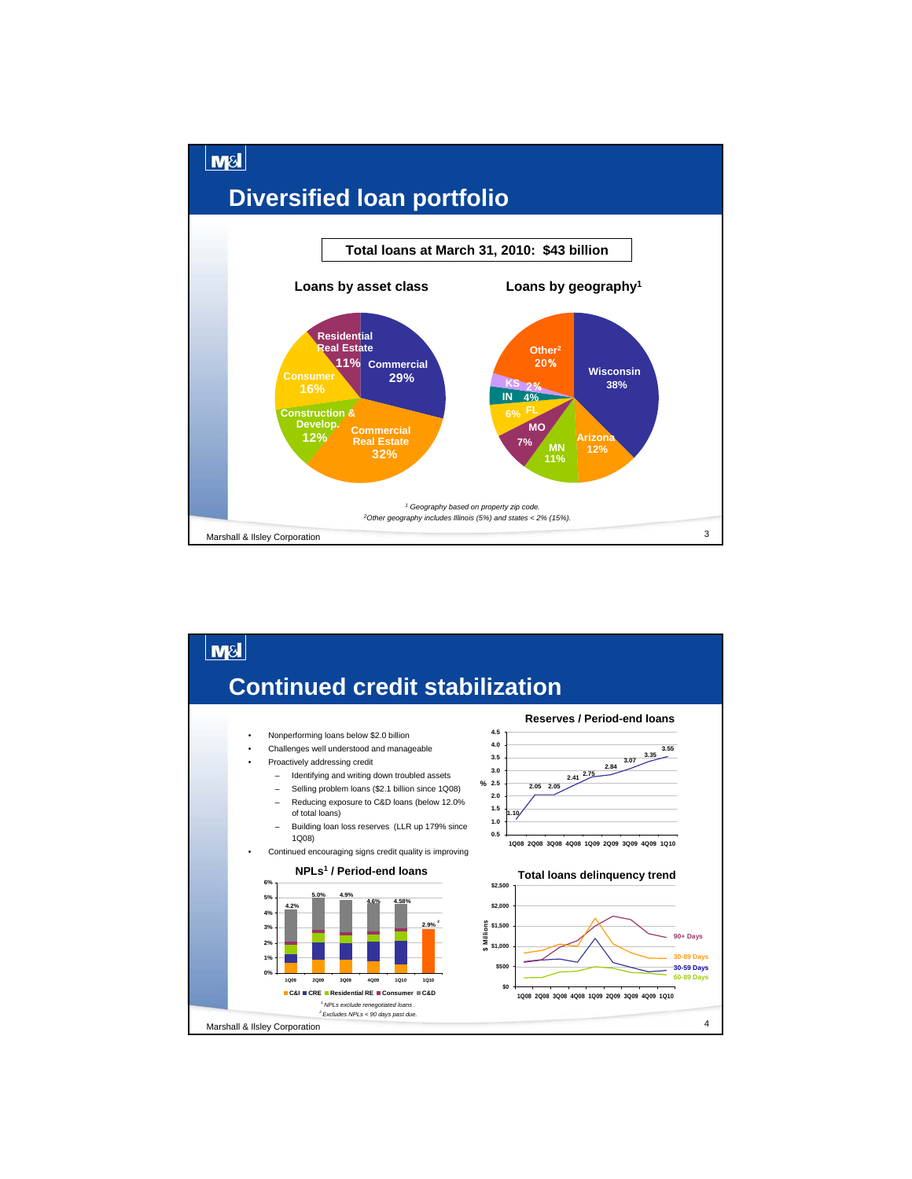## Diversified loan portfolio

**Total loans at March 31, 2010: $43 billion**

### Loans by asset class

| Asset class | Share |
|---|---|
| Commercial | 29% |
| Commercial Real Estate | 32% |
| Construction & Develop. | 12% |
| Consumer | 16% |
| Residential Real Estate | 11% |

### Loans by geography[1]

| Geography | Share |
|---|---|
| Wisconsin | 38% |
| Arizona | 12% |
| MN | 11% |
| MO | 7% |
| FL | 6% |
| IN | 4% |
| KS | 2% |
| Other[2] | 20% |

*[1] Geography based on property zip code.*
*[2] Other geography includes Illinois (5%) and states < 2% (15%).*

Marshall & Ilsley Corporation

## Continued credit stabilization

- Nonperforming loans below $2.0 billion
- Challenges well understood and manageable
- Proactively addressing credit
  - Identifying and writing down troubled assets
  - Selling problem loans ($2.1 billion since 1Q08)
  - Reducing exposure to C&D loans (below 12.0% of total loans)
  - Building loan loss reserves (LLR up 179% since 1Q08)
- Continued encouraging signs credit quality is improving

### Reserves / Period-end loans

| | 1Q08 | 2Q08 | 3Q08 | 4Q08 | 1Q09 | 2Q09 | 3Q09 | 4Q09 | 1Q10 |
|---|---|---|---|---|---|---|---|---|---|
| % | 1.10 | 2.05 | 2.05 | 2.41 | 2.75 | 2.84 | 3.07 | 3.35 | 3.55 |

### NPLs[1] / Period-end loans

| | 1Q09 | 2Q09 | 3Q09 | 4Q09 | 1Q10 | 1Q10 |
|---|---|---|---|---|---|---|
| NPLs / Period-end loans | 4.2% | 5.0% | 4.9% | 4.6% | 4.58% | 2.9%[2] |

C&I · CRE · Residential RE · Consumer · C&D

*[1] NPLs exclude renegotiated loans.*
*[2] Excludes NPLs < 90 days past due.*

### Total loans delinquency trend

$ Millions, 1Q08–1Q10: 90+ Days, 30-89 Days, 30-59 Days, 60-89 Days

Marshall & Ilsley Corporation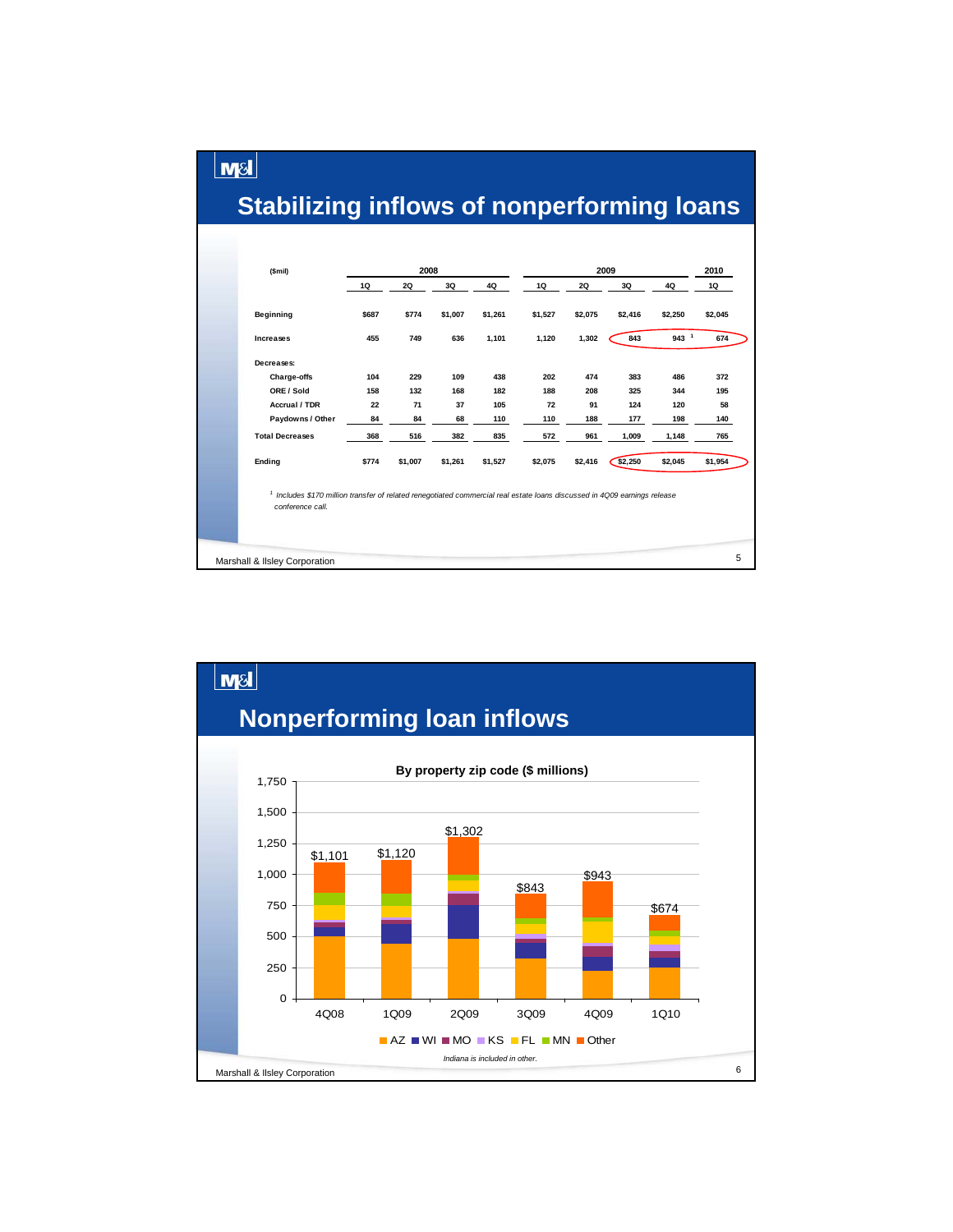# Stabilizing inflows of nonperforming loans

| ($mil) | 2008 | | | | 2009 | | | | 2010 |
|---|---|---|---|---|---|---|---|---|---|
| | 1Q | 2Q | 3Q | 4Q | 1Q | 2Q | 3Q | 4Q | 1Q |
| Beginning | $687 | $774 | $1,007 | $1,261 | $1,527 | $2,075 | $2,416 | $2,250 | $2,045 |
| Increases | 455 | 749 | 636 | 1,101 | 1,120 | 1,302 | 843 | 943 [1] | 674 |
| Decreases: | | | | | | | | | |
| Charge-offs | 104 | 229 | 109 | 438 | 202 | 474 | 383 | 486 | 372 |
| ORE / Sold | 158 | 132 | 168 | 182 | 188 | 208 | 325 | 344 | 195 |
| Accrual / TDR | 22 | 71 | 37 | 105 | 72 | 91 | 124 | 120 | 58 |
| Paydowns / Other | 84 | 84 | 68 | 110 | 110 | 188 | 177 | 198 | 140 |
| Total Decreases | 368 | 516 | 382 | 835 | 572 | 961 | 1,009 | 1,148 | 765 |
| Ending | $774 | $1,007 | $1,261 | $1,527 | $2,075 | $2,416 | $2,250 | $2,045 | $1,954 |

[1] *Includes $170 million transfer of related renegotiated commercial real estate loans discussed in 4Q09 earnings release conference call.*

Marshall & Ilsley Corporation

# Nonperforming loan inflows

**By property zip code ($ millions)**

| | 4Q08 | 1Q09 | 2Q09 | 3Q09 | 4Q09 | 1Q10 |
|---|---|---|---|---|---|---|
| Total | $1,101 | $1,120 | $1,302 | $843 | $943 | $674 |

AZ, WI, MO, KS, FL, MN, Other

*Indiana is included in other.*

Marshall & Ilsley Corporation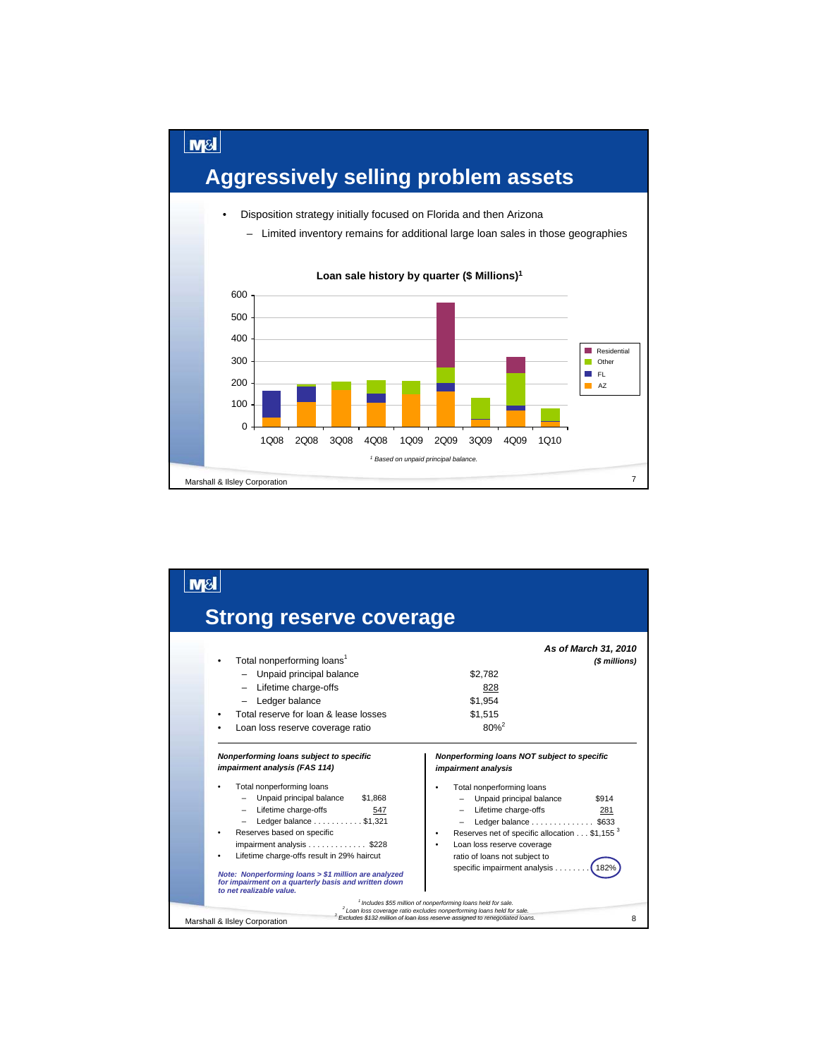# Aggressively selling problem assets

- Disposition strategy initially focused on Florida and then Arizona
  - Limited inventory remains for additional large loan sales in those geographies

**Loan sale history by quarter ($ Millions)[1]**

Legend: Residential, Other, FL, AZ

Quarters: 1Q08, 2Q08, 3Q08, 4Q08, 1Q09, 2Q09, 3Q09, 4Q09, 1Q10

[1] Based on unpaid principal balance.

# Strong reserve coverage

| | *As of March 31, 2010* *($ millions)* |
|---|---|
| • Total nonperforming loans[1] | |
| – Unpaid principal balance | $2,782 |
| – Lifetime charge-offs | 828 |
| – Ledger balance | $1,954 |
| • Total reserve for loan & lease losses | $1,515 |
| • Loan loss reserve coverage ratio | 80%[2] |

***Nonperforming loans subject to specific impairment analysis (FAS 114)***

- Total nonperforming loans
  - Unpaid principal balance $1,868
  - Lifetime charge-offs 547
  - Ledger balance . . . . . . . . . . . $1,321
- Reserves based on specific impairment analysis . . . . . . . . . . . . . $228
- Lifetime charge-offs result in 29% haircut

***Note: Nonperforming loans > $1 million are analyzed for impairment on a quarterly basis and written down to net realizable value.***

***Nonperforming loans NOT subject to specific impairment analysis***

- Total nonperforming loans
  - Unpaid principal balance $914
  - Lifetime charge-offs 281
  - Ledger balance . . . . . . . . . . . . . . $633
- Reserves net of specific allocation . . . $1,155[3]
- Loan loss reserve coverage ratio of loans not subject to specific impairment analysis . . . . . . . . 182%

[1] Includes $55 million of nonperforming loans held for sale.
[2] Loan loss coverage ratio excludes nonperforming loans held for sale.
[3] Excludes $132 million of loan loss reserve assigned to renegotiated loans.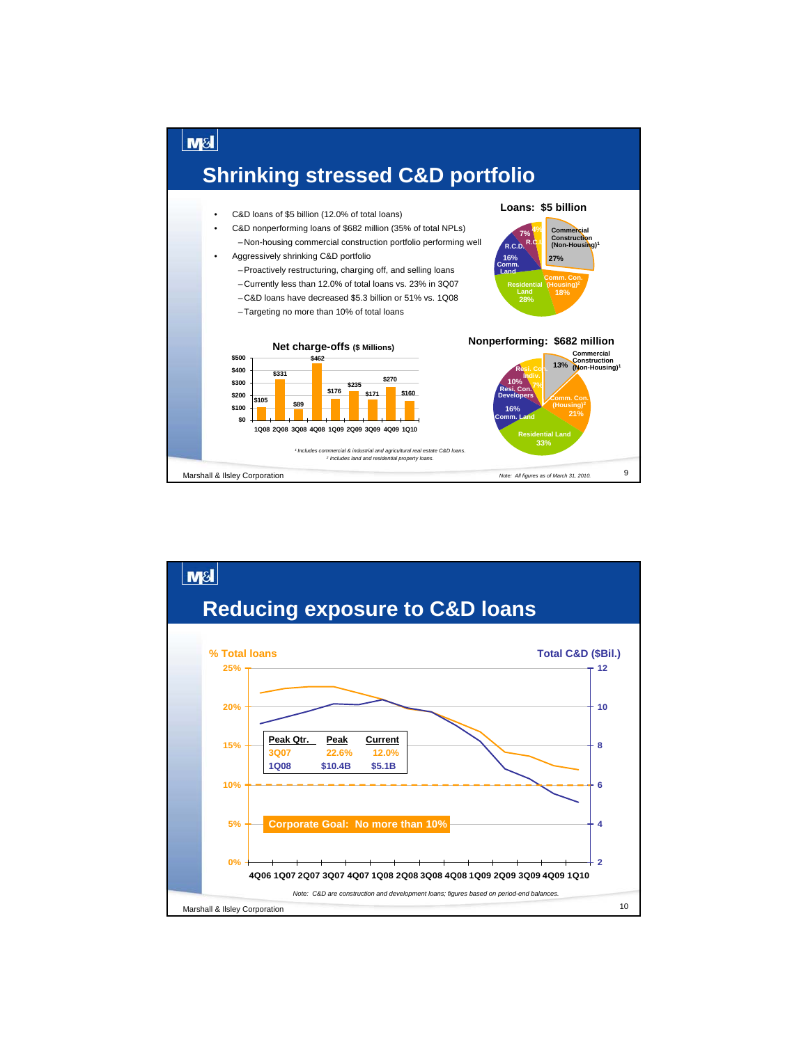# Shrinking stressed C&D portfolio

- C&D loans of $5 billion (12.0% of total loans)
- C&D nonperforming loans of $682 million (35% of total NPLs)
  - Non-housing commercial construction portfolio performing well
- Aggressively shrinking C&D portfolio
  - Proactively restructuring, charging off, and selling loans
  - Currently less than 12.0% of total loans vs. 23% in 3Q07
  - C&D loans have decreased $5.3 billion or 51% vs. 1Q08
  - Targeting no more than 10% of total loans

### Loans: $5 billion

| Segment | % |
|---|---|
| Commercial Construction (Non-Housing)[1] | 27% |
| Comm. Con. (Housing)[2] | 18% |
| Residential Land | 28% |
| Comm. Land | 16% |
| R.C.D. | 7% |
| R.C.I. | 4% |

### Net charge-offs ($ Millions)

| 1Q08 | 2Q08 | 3Q08 | 4Q08 | 1Q09 | 2Q09 | 3Q09 | 4Q09 | 1Q10 |
|---|---|---|---|---|---|---|---|---|
| $105 | $331 | $89 | $462 | $176 | $235 | $171 | $270 | $160 |

### Nonperforming: $682 million

| Segment | % |
|---|---|
| Commercial Construction (Non-Housing)[1] | 13% |
| Comm. Con. (Housing)[2] | 21% |
| Residential Land | 33% |
| Comm. Land | 16% |
| Resi. Con. Developers | 10% |
| Resi. Con. Indiv. | 7% |

[1] Includes commercial & industrial and agricultural real estate C&D loans.
[2] Includes land and residential property loans.

*Note: All figures as of March 31, 2010.*

# Reducing exposure to C&D loans

% Total loans / Total C&D ($Bil.)

| Peak Qtr. | Peak | Current |
|---|---|---|
| 3Q07 | 22.6% | 12.0% |
| 1Q08 | $10.4B | $5.1B |

Corporate Goal: No more than 10%

4Q06 1Q07 2Q07 3Q07 4Q07 1Q08 2Q08 3Q08 4Q08 1Q09 2Q09 3Q09 4Q09 1Q10

*Note: C&D are construction and development loans; figures based on period-end balances.*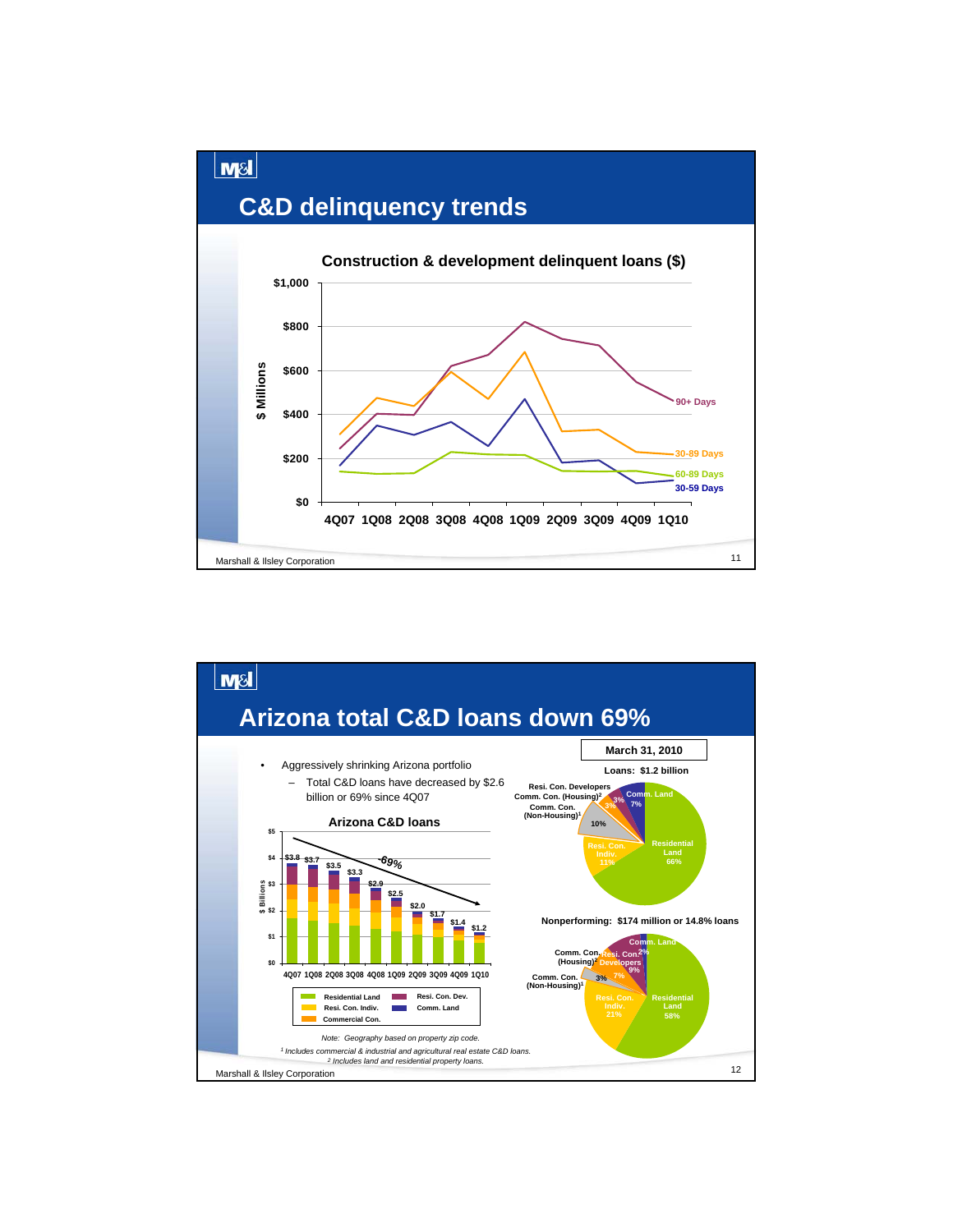# C&D delinquency trends

**Construction & development delinquent loans ($)**

$ Millions

| | 4Q07 | 1Q08 | 2Q08 | 3Q08 | 4Q08 | 1Q09 | 2Q09 | 3Q09 | 4Q09 | 1Q10 |
|---|---|---|---|---|---|---|---|---|---|---|

Series: 90+ Days, 30-89 Days, 60-89 Days, 30-59 Days

Marshall & Ilsley Corporation

# Arizona total C&D loans down 69%

- Aggressively shrinking Arizona portfolio
  - Total C&D loans have decreased by $2.6 billion or 69% since 4Q07

**Arizona C&D loans**

$ Billions

| 4Q07 | 1Q08 | 2Q08 | 3Q08 | 4Q08 | 1Q09 | 2Q09 | 3Q09 | 4Q09 | 1Q10 |
|---|---|---|---|---|---|---|---|---|---|
| $3.8 | $3.7 | $3.5 | $3.3 | $2.9 | $2.5 | $2.0 | $1.7 | $1.4 | $1.2 |

-69%

Legend: Residential Land, Resi. Con. Dev., Resi. Con. Indiv., Comm. Land, Commercial Con.

**March 31, 2010**

**Loans: $1.2 billion**

| Category | % |
|---|---|
| Residential Land | 66% |
| Resi. Con. Indiv. | 11% |
| Comm. Con. (Non-Housing)[1] | 10% |
| Comm. Con. (Housing)[2] | 3% |
| Resi. Con. Developers | 3% |
| Comm. Land | 7% |

**Nonperforming: $174 million or 14.8% loans**

| Category | % |
|---|---|
| Residential Land | 58% |
| Resi. Con. Indiv. | 21% |
| Comm. Con. (Non-Housing)[1] | 3% |
| Comm. Con. (Housing)[2] | 7% |
| Resi. Con. Developers | 9% |
| Comm. Land | 2% |

*Note: Geography based on property zip code.*

*[1] Includes commercial & industrial and agricultural real estate C&D loans.*

*[2] Includes land and residential property loans.*

Marshall & Ilsley Corporation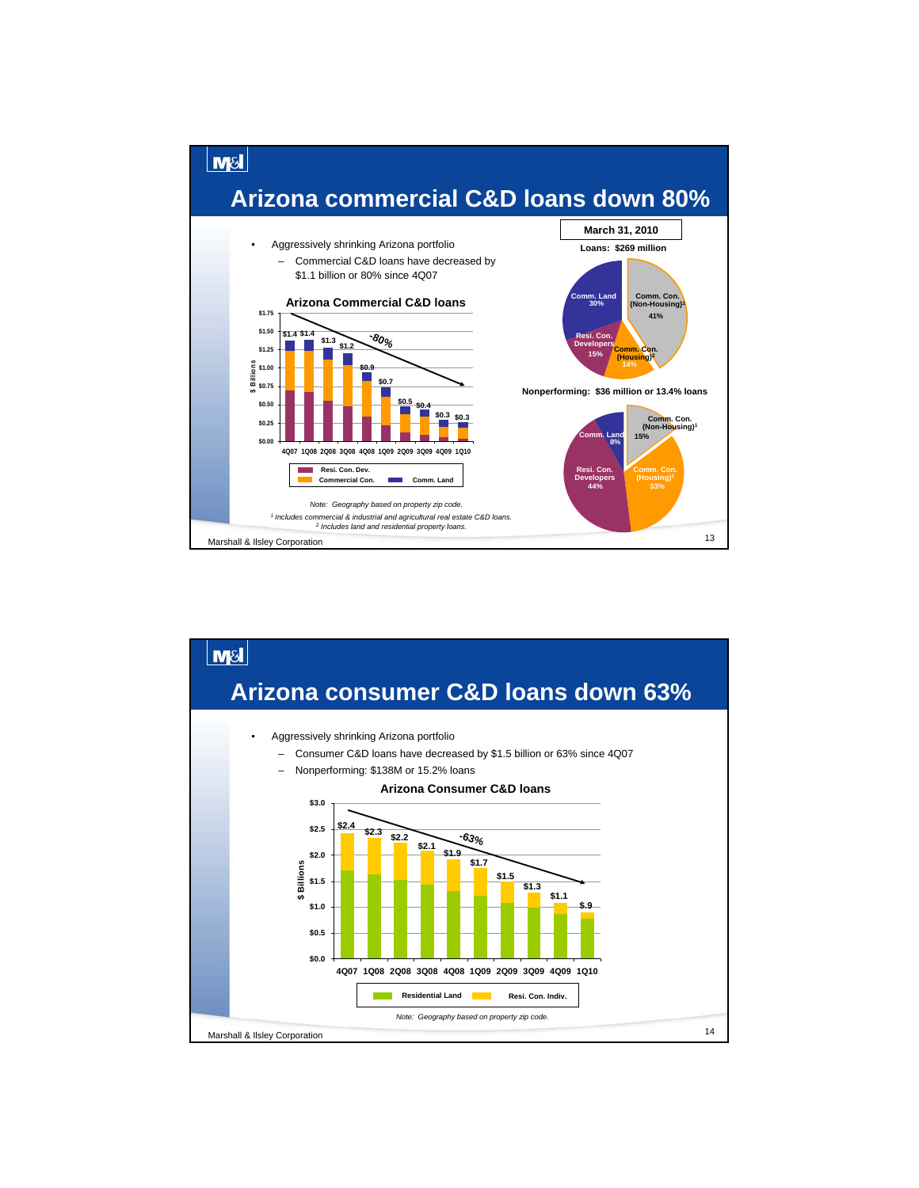# Arizona commercial C&D loans down 80%

- Aggressively shrinking Arizona portfolio
  - Commercial C&D loans have decreased by $1.1 billion or 80% since 4Q07

**Arizona Commercial C&D loans**

| Quarter | 4Q07 | 1Q08 | 2Q08 | 3Q08 | 4Q08 | 1Q09 | 2Q09 | 3Q09 | 4Q09 | 1Q10 |
|---|---|---|---|---|---|---|---|---|---|---|
| Total ($ Billions) | $1.4 | $1.4 | $1.3 | $1.2 | $0.9 | $0.7 | $0.5 | $0.4 | $0.3 | $0.3 |

-80%

Resi. Con. Dev. / Commercial Con. / Comm. Land

*Note: Geography based on property zip code.*

*[1] Includes commercial & industrial and agricultural real estate C&D loans.*

*[2] Includes land and residential property loans.*

**March 31, 2010**

**Loans: $269 million**

| Category | % |
|---|---|
| Comm. Con. (Non-Housing)[1] | 41% |
| Comm. Land | 30% |
| Resi. Con. Developers | 15% |
| Comm. Con. (Housing)[2] | 14% |

**Nonperforming: $36 million or 13.4% loans**

| Category | % |
|---|---|
| Resi. Con. Developers | 44% |
| Comm. Con. (Housing)[2] | 33% |
| Comm. Con. (Non-Housing)[1] | 15% |
| Comm. Land | 8% |

# Arizona consumer C&D loans down 63%

- Aggressively shrinking Arizona portfolio
  - Consumer C&D loans have decreased by $1.5 billion or 63% since 4Q07
  - Nonperforming: $138M or 15.2% loans

**Arizona Consumer C&D loans**

| Quarter | 4Q07 | 1Q08 | 2Q08 | 3Q08 | 4Q08 | 1Q09 | 2Q09 | 3Q09 | 4Q09 | 1Q10 |
|---|---|---|---|---|---|---|---|---|---|---|
| Total ($ Billions) | $2.4 | $2.3 | $2.2 | $2.1 | $1.9 | $1.7 | $1.5 | $1.3 | $1.1 | $.9 |

-63%

Residential Land / Resi. Con. Indiv.

*Note: Geography based on property zip code.*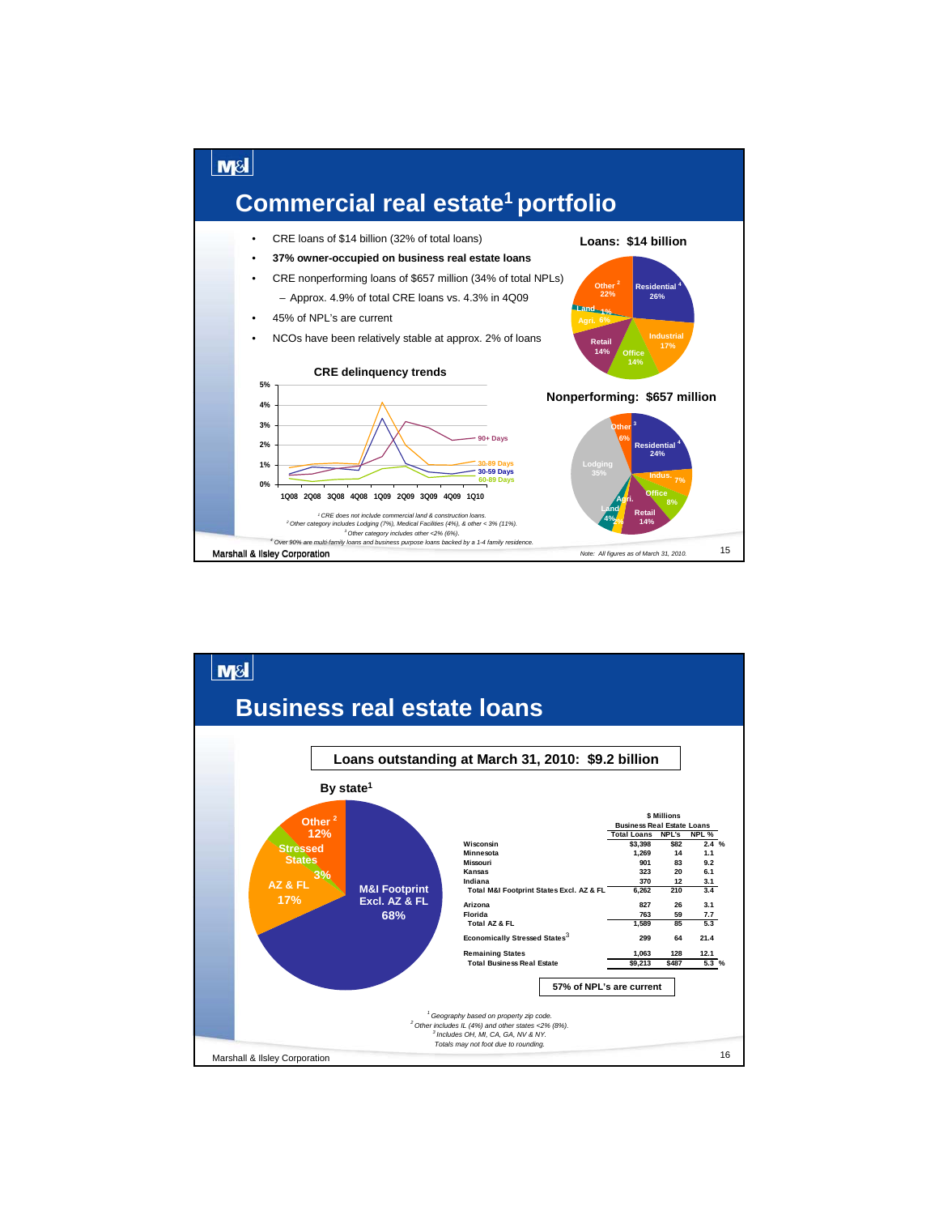# Commercial real estate[1] portfolio

- CRE loans of $14 billion (32% of total loans)
- **37% owner-occupied on business real estate loans**
- CRE nonperforming loans of $657 million (34% of total NPLs)
  - Approx. 4.9% of total CRE loans vs. 4.3% in 4Q09
- 45% of NPL's are current
- NCOs have been relatively stable at approx. 2% of loans

**Loans: $14 billion**

| Category | % |
|---|---|
| Residential[4] | 26% |
| Industrial | 17% |
| Office | 14% |
| Retail | 14% |
| Agri. | 6% |
| Land | 1% |
| Other[2] | 22% |

**CRE delinquency trends**

| | 1Q08 | 2Q08 | 3Q08 | 4Q08 | 1Q09 | 2Q09 | 3Q09 | 4Q09 | 1Q10 |
|---|---|---|---|---|---|---|---|---|---|
| 90+ Days | | | | | | | | | |
| 30-89 Days | | | | | | | | | |
| 30-59 Days | | | | | | | | | |
| 60-89 Days | | | | | | | | | |

**Nonperforming: $657 million**

| Category | % |
|---|---|
| Residential[4] | 24% |
| Indus. | 7% |
| Office | 8% |
| Retail | 14% |
| Agri. | 2% |
| Land | 4% |
| Lodging | 35% |
| Other[3] | 6% |

[1] CRE does not include commercial land & construction loans.
[2] Other category includes Lodging (7%), Medical Facilities (4%), & other < 3% (11%).
[3] Other category includes other <2% (6%).
[4] Over 90% are multi-family loans and business purpose loans backed by a 1-4 family residence.

Note: All figures as of March 31, 2010.

# Business real estate loans

**Loans outstanding at March 31, 2010: $9.2 billion**

**By state[1]**

- M&I Footprint Excl. AZ & FL: 68%
- AZ & FL: 17%
- Stressed States: 3%
- Other[2]: 12%

| | $ Millions | | |
|---|---|---|---|
| | Business Real Estate Loans | | |
| | Total Loans | NPL's | NPL % |
| Wisconsin | $3,398 | $82 | 2.4 % |
| Minnesota | 1,269 | 14 | 1.1 |
| Missouri | 901 | 83 | 9.2 |
| Kansas | 323 | 20 | 6.1 |
| Indiana | 370 | 12 | 3.1 |
| Total M&I Footprint States Excl. AZ & FL | 6,262 | 210 | 3.4 |
| Arizona | 827 | 26 | 3.1 |
| Florida | 763 | 59 | 7.7 |
| Total AZ & FL | 1,589 | 85 | 5.3 |
| Economically Stressed States[3] | 299 | 64 | 21.4 |
| Remaining States | 1,063 | 128 | 12.1 |
| Total Business Real Estate | $9,213 | $487 | 5.3 % |

**57% of NPL's are current**

[1] Geography based on property zip code.
[2] Other includes IL (4%) and other states <2% (8%).
[3] Includes OH, MI, CA, GA, NV & NY.
Totals may not foot due to rounding.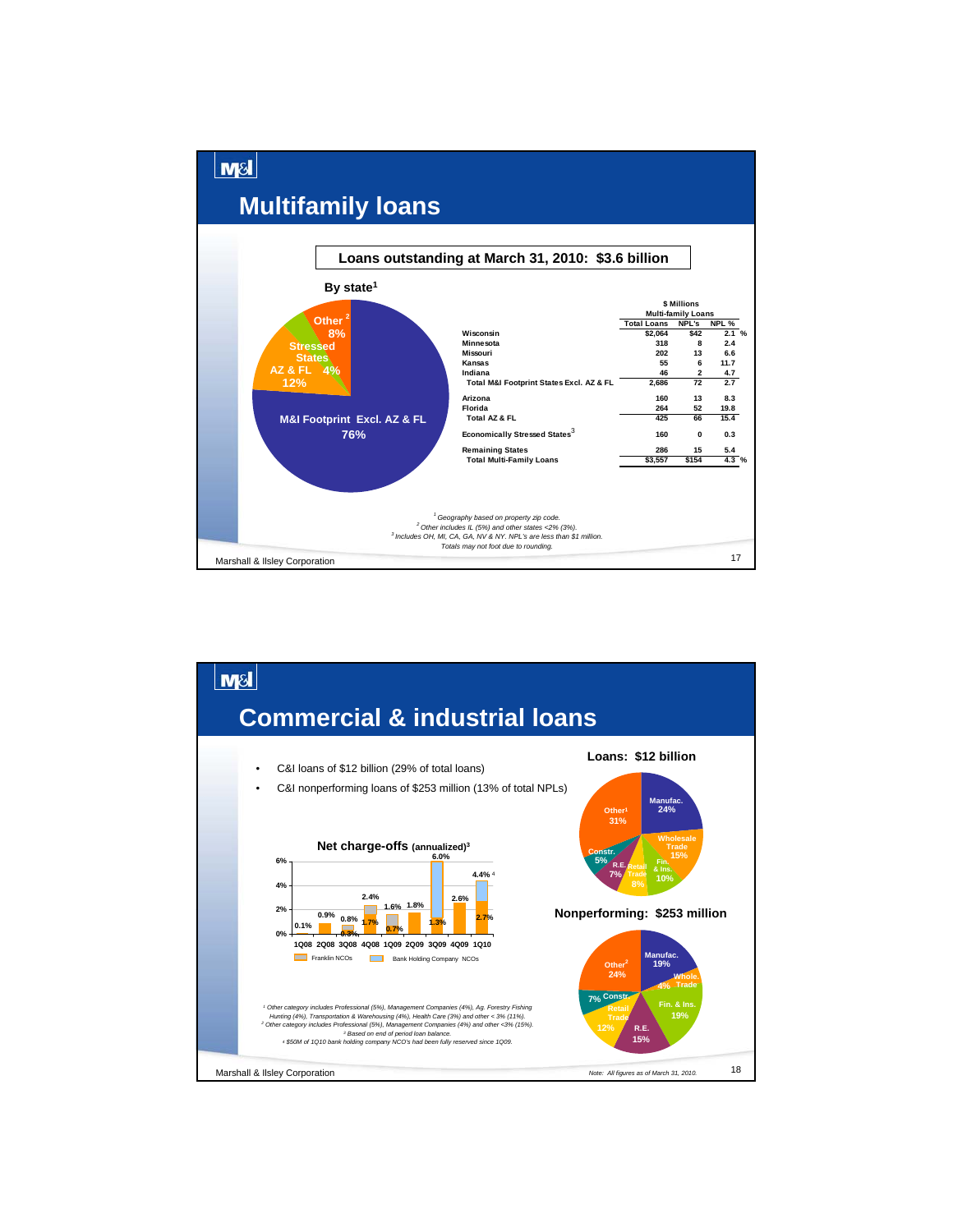# Multifamily loans

**Loans outstanding at March 31, 2010: $3.6 billion**

**By state[1]**

- M&I Footprint Excl. AZ & FL 76%
- Stressed States AZ & FL 12%
- Other[2] 8%
- 4%

| | $ Millions Multi-family Loans | | |
|---|---|---|---|
| | Total Loans | NPL's | NPL % |
| Wisconsin | $2,064 | $42 | 2.1 % |
| Minnesota | 318 | 8 | 2.4 |
| Missouri | 202 | 13 | 6.6 |
| Kansas | 55 | 6 | 11.7 |
| Indiana | 46 | 2 | 4.7 |
| Total M&I Footprint States Excl. AZ & FL | 2,686 | 72 | 2.7 |
| Arizona | 160 | 13 | 8.3 |
| Florida | 264 | 52 | 19.8 |
| Total AZ & FL | 425 | 66 | 15.4 |
| Economically Stressed States[3] | 160 | 0 | 0.3 |
| Remaining States | 286 | 15 | 5.4 |
| Total Multi-Family Loans | $3,557 | $154 | 4.3 % |

*[1] Geography based on property zip code.*
*[2] Other includes IL (5%) and other states <2% (3%).*
*[3] Includes OH, MI, CA, GA, NV & NY. NPL's are less than $1 million.*
*Totals may not foot due to rounding.*

# Commercial & industrial loans

- C&I loans of $12 billion (29% of total loans)
- C&I nonperforming loans of $253 million (13% of total NPLs)

**Net charge-offs (annualized)[3]**

| | 1Q08 | 2Q08 | 3Q08 | 4Q08 | 1Q09 | 2Q09 | 3Q09 | 4Q09 | 1Q10 |
|---|---|---|---|---|---|---|---|---|---|
| Total | 0.1% | 0.9% | 0.8% | 2.4% | 1.6% | 1.8% | 6.0% | 2.6% | 4.4%[4] |
| Bank Holding Company NCOs | | | 0.3% | 1.7% | 0.7% | | 1.3% | | 2.7% |

Franklin NCOs / Bank Holding Company NCOs

**Loans: $12 billion**

- Manufac. 24%
- Wholesale Trade 15%
- Fin. & Ins. 10%
- Retail Trade 8%
- R.E. 7%
- Constr. 5%
- Other[1] 31%

**Nonperforming: $253 million**

- Manufac. 19%
- Whole. Trade 4%
- Fin. & Ins. 19%
- R.E. 15%
- Retail Trade 12%
- Constr. 7%
- Other[2] 24%

*[1] Other category includes Professional (5%), Management Companies (4%), Ag. Forestry Fishing Hunting (4%), Transportation & Warehousing (4%), Health Care (3%) and other < 3% (11%).*
*[2] Other category includes Professional (5%), Management Companies (4%) and other <3% (15%).*
*[3] Based on end of period loan balance.*
*[4] $50M of 1Q10 bank holding company NCO's had been fully reserved since 1Q09.*

*Note: All figures as of March 31, 2010.*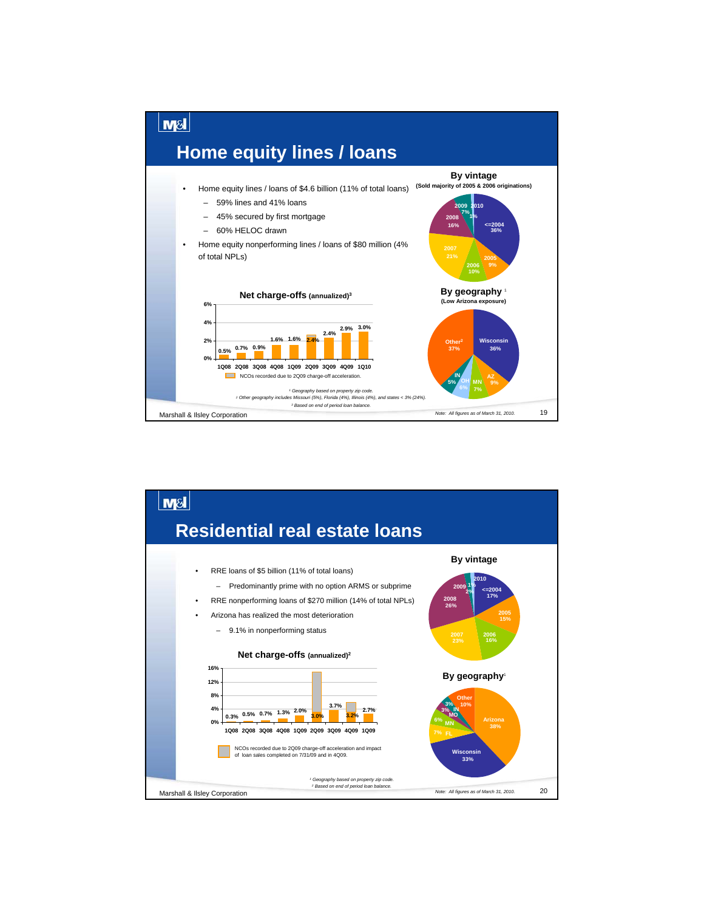## Home equity lines / loans

- Home equity lines / loans of $4.6 billion (11% of total loans)
  - 59% lines and 41% loans
  - 45% secured by first mortgage
  - 60% HELOC drawn
- Home equity nonperforming lines / loans of $80 million (4% of total NPLs)

**Net charge-offs (annualized)[3]**

| 1Q08 | 2Q08 | 3Q08 | 4Q08 | 1Q09 | 2Q09 | 3Q09 | 4Q09 | 1Q10 |
|---|---|---|---|---|---|---|---|---|
| 0.5% | 0.7% | 0.9% | 1.6% | 1.6% | 2.4% | 2.4% | 2.9% | 3.0% |

NCOs recorded due to 2Q09 charge-off acceleration.

**By vintage** (Sold majority of 2005 & 2006 originations)

| Vintage | % |
|---|---|
| <=2004 | 36% |
| 2005 | 9% |
| 2006 | 10% |
| 2007 | 21% |
| 2008 | 16% |
| 2009 | 7% |
| 2010 | 1% |

**By geography[1]** (Low Arizona exposure)

| Geography | % |
|---|---|
| Wisconsin | 36% |
| AZ | 9% |
| MN | 7% |
| OH | 6% |
| IN | 5% |
| Other[2] | 37% |

[1] Geography based on property zip code.
[2] Other geography includes Missouri (5%), Florida (4%), Illinois (4%), and states < 3% (24%).
[3] Based on end of period loan balance.

Note: All figures as of March 31, 2010.

## Residential real estate loans

- RRE loans of $5 billion (11% of total loans)
  - Predominantly prime with no option ARMS or subprime
- RRE nonperforming loans of $270 million (14% of total NPLs)
- Arizona has realized the most deterioration
  - 9.1% in nonperforming status

**Net charge-offs (annualized)[2]**

| 1Q08 | 2Q08 | 3Q08 | 4Q08 | 1Q09 | 2Q09 | 3Q09 | 4Q09 | 1Q10 |
|---|---|---|---|---|---|---|---|---|
| 0.3% | 0.5% | 0.7% | 1.3% | 2.0% | 3.0% | 3.7% | 3.2% | 2.7% |

NCOs recorded due to 2Q09 charge-off acceleration and impact of loan sales completed on 7/31/09 and in 4Q09.

**By vintage**

| Vintage | % |
|---|---|
| <=2004 | 17% |
| 2005 | 15% |
| 2006 | 16% |
| 2007 | 23% |
| 2008 | 26% |
| 2009 | 2% |
| 2010 | 1% |

**By geography[1]**

| Geography | % |
|---|---|
| Arizona | 38% |
| Wisconsin | 33% |
| FL | 7% |
| MN | 6% |
| MO | 3% |
| IN | 3% |
| Other | 10% |

[1] Geography based on property zip code.
[2] Based on end of period loan balance.

Note: All figures as of March 31, 2010.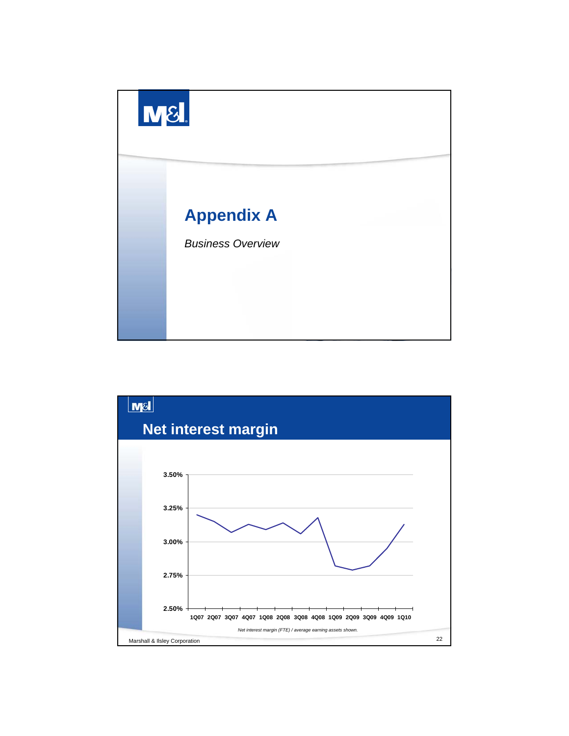# Appendix A

*Business Overview*

## Net interest margin

3.50%
3.25%
3.00%
2.75%
2.50%

1Q07 2Q07 3Q07 4Q07 1Q08 2Q08 3Q08 4Q08 1Q09 2Q09 3Q09 4Q09 1Q10

*Net interest margin (FTE) / average earning assets shown.*

Marshall & Ilsley Corporation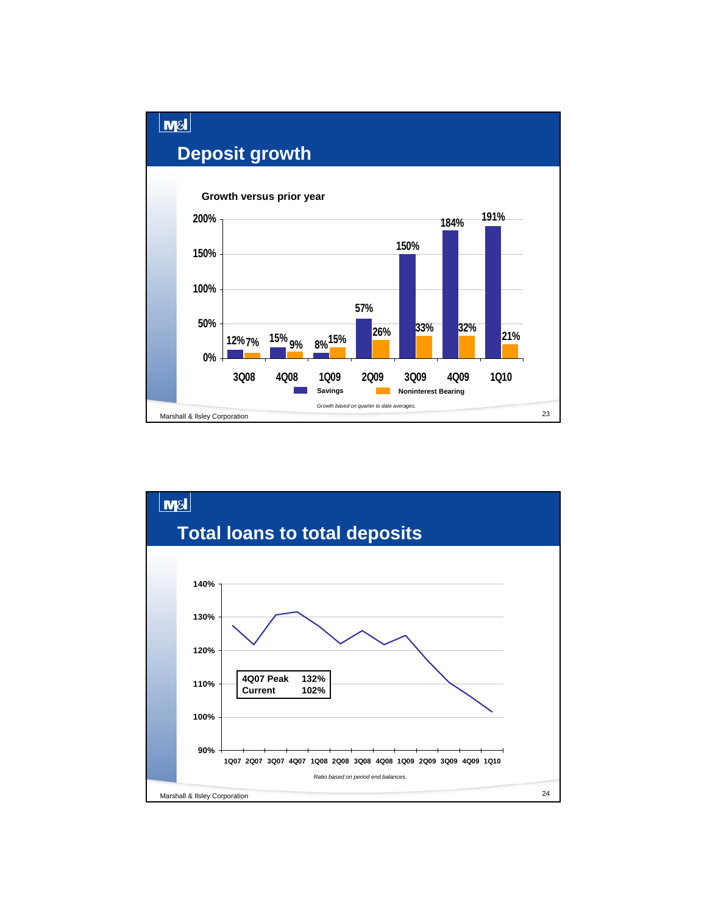# Deposit growth

**Growth versus prior year**

| | 3Q08 | 4Q08 | 1Q09 | 2Q09 | 3Q09 | 4Q09 | 1Q10 |
|---|---|---|---|---|---|---|---|
| Savings | 12% | 15% | 8% | 57% | 150% | 184% | 191% |
| Noninterest Bearing | 7% | 9% | 15% | 26% | 33% | 32% | 21% |

*Growth based on quarter to date averages.*

Marshall & Ilsley Corporation

# Total loans to total deposits

| | |
|---|---|
| 4Q07 Peak | 132% |
| Current | 102% |

*Ratio based on period end balances.*

Marshall & Ilsley Corporation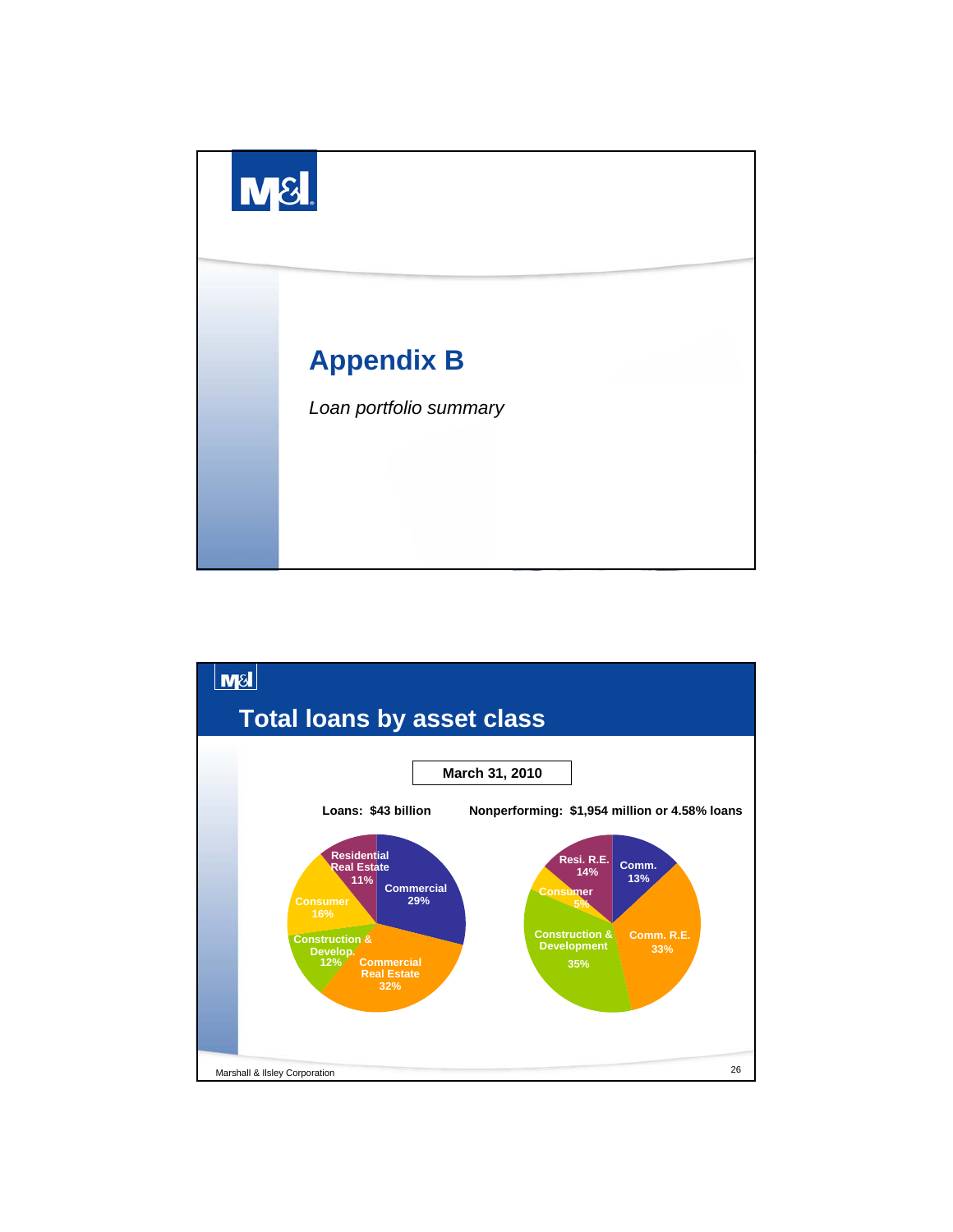# Appendix B

*Loan portfolio summary*

## Total loans by asset class

**March 31, 2010**

**Loans: $43 billion**

| Asset Class | % |
|---|---|
| Commercial | 29% |
| Commercial Real Estate | 32% |
| Construction & Develop. | 12% |
| Consumer | 16% |
| Residential Real Estate | 11% |

**Nonperforming: $1,954 million or 4.58% loans**

| Asset Class | % |
|---|---|
| Comm. | 13% |
| Comm. R.E. | 33% |
| Construction & Development | 35% |
| Consumer | 5% |
| Resi. R.E. | 14% |

Marshall & Ilsley Corporation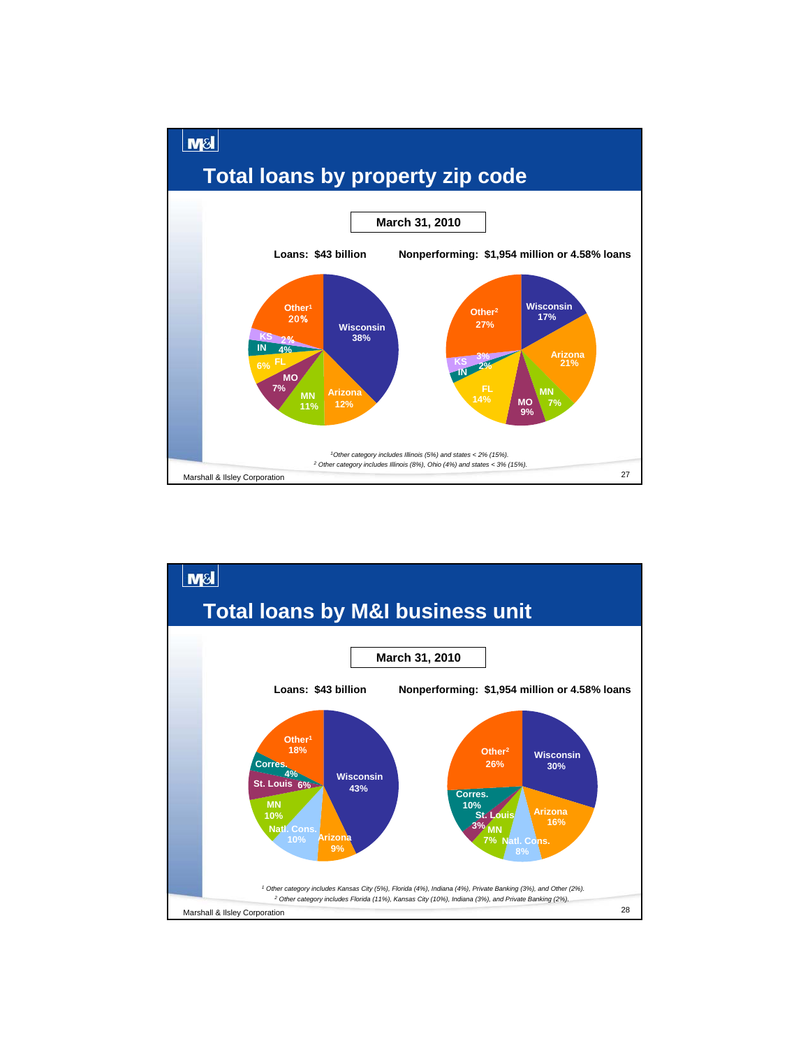# Total loans by property zip code

**March 31, 2010**

**Loans: $43 billion**

| Category | % |
|---|---|
| Wisconsin | 38% |
| Arizona | 12% |
| MN | 11% |
| MO | 7% |
| FL | 6% |
| IN | 4% |
| KS | 2% |
| Other[1] | 20% |

**Nonperforming: $1,954 million or 4.58% loans**

| Category | % |
|---|---|
| Wisconsin | 17% |
| Arizona | 21% |
| MN | 7% |
| MO | 9% |
| FL | 14% |
| IN | 2% |
| KS | 3% |
| Other[2] | 27% |

*[1]Other category includes Illinois (5%) and states < 2% (15%).*

*[2] Other category includes Illinois (8%), Ohio (4%) and states < 3% (15%).*

# Total loans by M&I business unit

**March 31, 2010**

**Loans: $43 billion**

| Category | % |
|---|---|
| Wisconsin | 43% |
| Arizona | 9% |
| Natl. Cons. | 10% |
| MN | 10% |
| St. Louis | 6% |
| Corres. | 4% |
| Other[1] | 18% |

**Nonperforming: $1,954 million or 4.58% loans**

| Category | % |
|---|---|
| Wisconsin | 30% |
| Arizona | 16% |
| Natl. Cons. | 8% |
| MN | 7% |
| St. Louis | 3% |
| Corres. | 10% |
| Other[2] | 26% |

*[1] Other category includes Kansas City (5%), Florida (4%), Indiana (4%), Private Banking (3%), and Other (2%).*

*[2] Other category includes Florida (11%), Kansas City (10%), Indiana (3%), and Private Banking (2%).*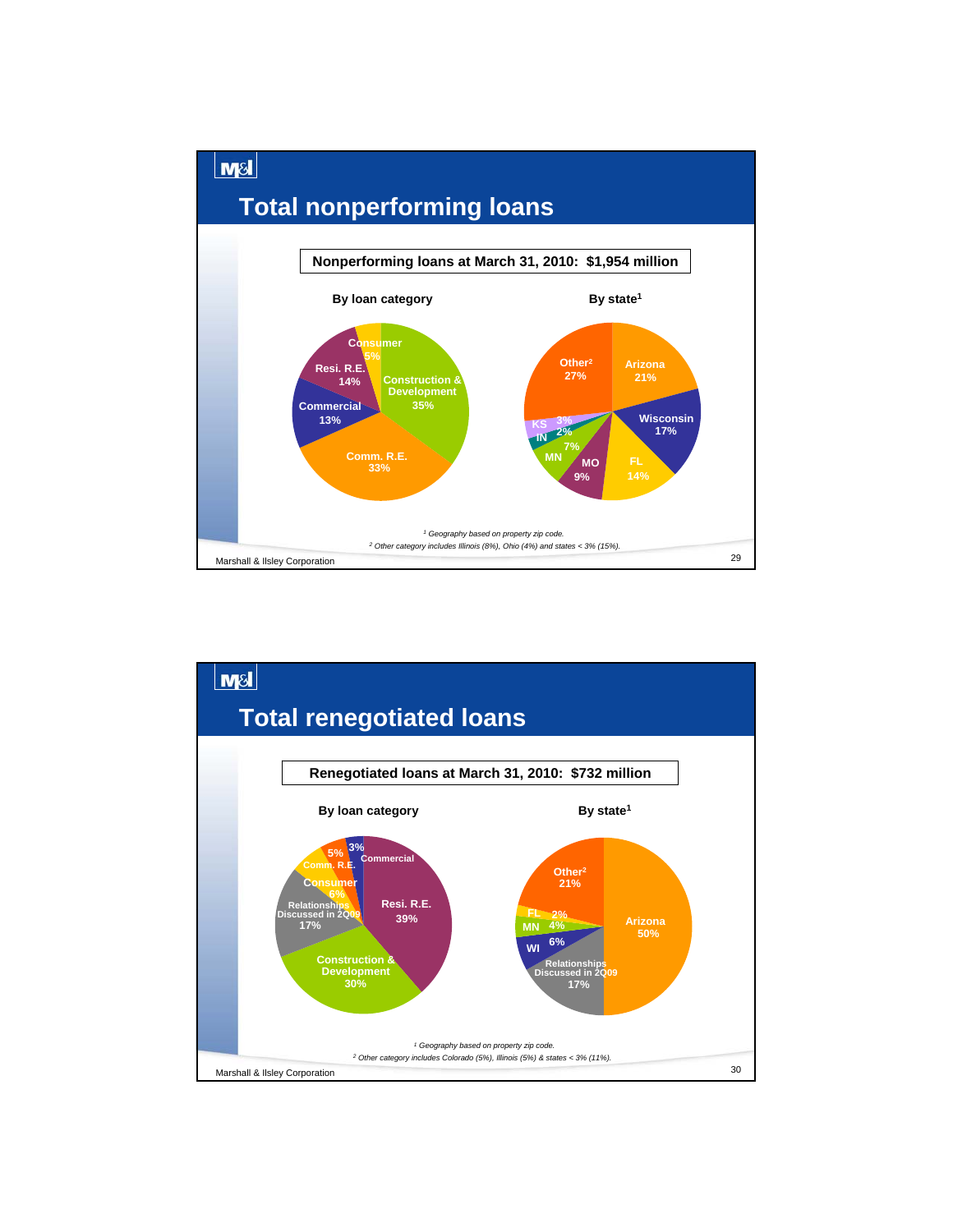# Total nonperforming loans

**Nonperforming loans at March 31, 2010: $1,954 million**

### By loan category

| Category | Share |
|---|---|
| Construction & Development | 35% |
| Comm. R.E. | 33% |
| Commercial | 13% |
| Resi. R.E. | 14% |
| Consumer | 5% |

### By state[1]

| State | Share |
|---|---|
| Arizona | 21% |
| Wisconsin | 17% |
| FL | 14% |
| MO | 9% |
| MN | 7% |
| IN | 2% |
| KS | 3% |
| Other[2] | 27% |

[1] Geography based on property zip code.

[2] Other category includes Illinois (8%), Ohio (4%) and states < 3% (15%).

Marshall & Ilsley Corporation

# Total renegotiated loans

**Renegotiated loans at March 31, 2010: $732 million**

### By loan category

| Category | Share |
|---|---|
| Resi. R.E. | 39% |
| Construction & Development | 30% |
| Relationships Discussed in 2Q09 | 17% |
| Consumer | 6% |
| Comm. R.E. | 5% |
| Commercial | 3% |

### By state[1]

| State | Share |
|---|---|
| Arizona | 50% |
| Relationships Discussed in 2Q09 | 17% |
| WI | 6% |
| MN | 4% |
| FL | 2% |
| Other[2] | 21% |

[1] Geography based on property zip code.

[2] Other category includes Colorado (5%), Illinois (5%) & states < 3% (11%).

Marshall & Ilsley Corporation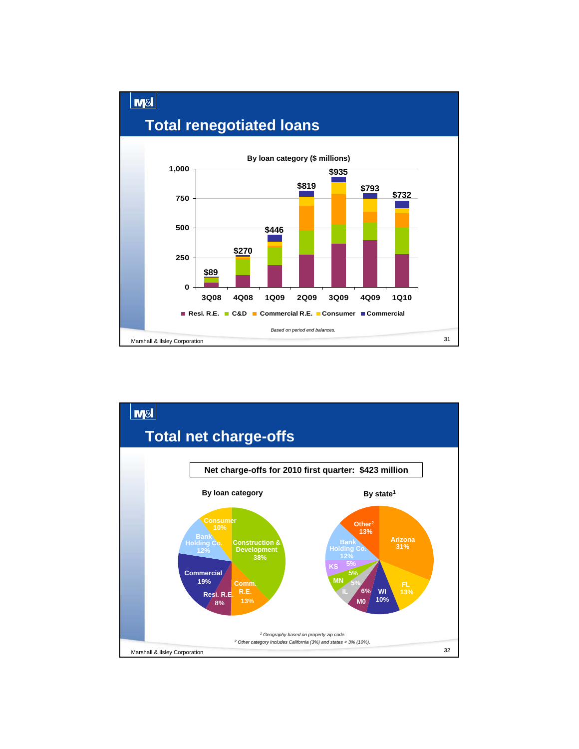# Total renegotiated loans

**By loan category ($ millions)**

| Quarter | Total |
|---|---|
| 3Q08 | $89 |
| 4Q08 | $270 |
| 1Q09 | $446 |
| 2Q09 | $819 |
| 3Q09 | $935 |
| 4Q09 | $793 |
| 1Q10 | $732 |

Resi. R.E. | C&D | Commercial R.E. | Consumer | Commercial

*Based on period end balances.*

Marshall & Ilsley Corporation

# Total net charge-offs

**Net charge-offs for 2010 first quarter: $423 million**

**By loan category**

| Category | % |
|---|---|
| Construction & Development | 38% |
| Commercial | 19% |
| Comm. R.E. | 13% |
| Bank Holding Co. | 12% |
| Consumer | 10% |
| Resi. R.E. | 8% |

**By state[1]**

| State | % |
|---|---|
| Arizona | 31% |
| FL | 13% |
| Other[2] | 13% |
| Bank Holding Co. | 12% |
| WI | 10% |
| MO | 6% |
| KS | 5% |
| MN | 5% |
| IL | 5% |

*[1] Geography based on property zip code.*
*[2] Other category includes California (3%) and states < 3% (10%).*

Marshall & Ilsley Corporation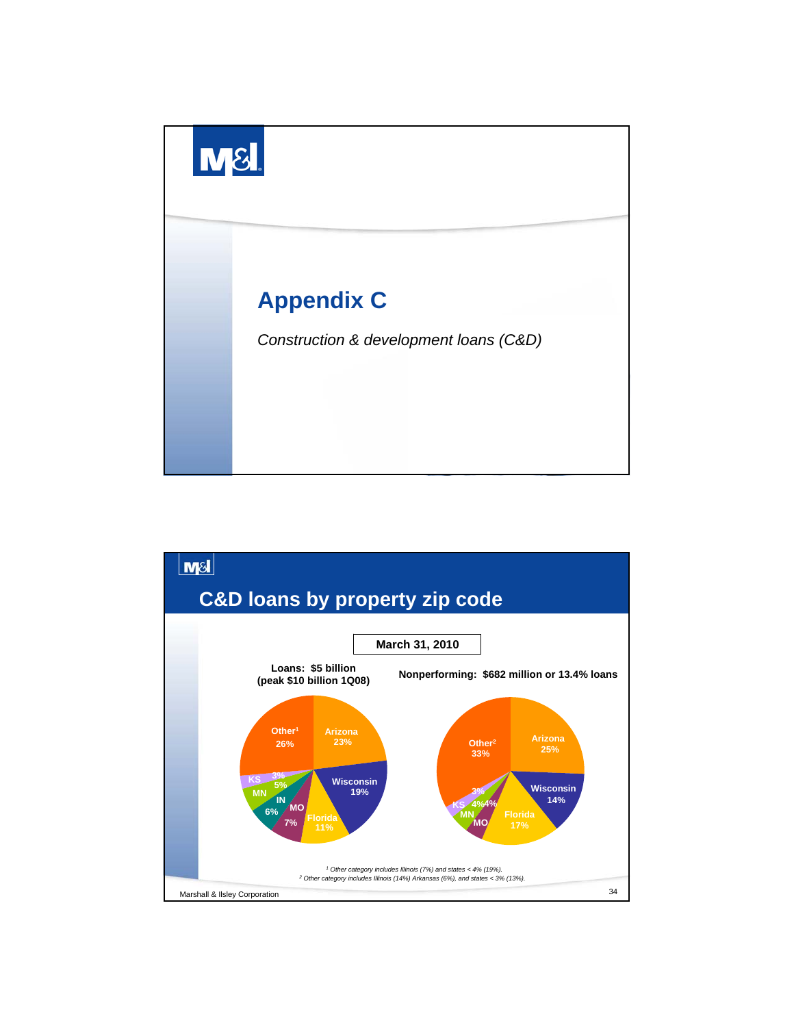# Appendix C

*Construction & development loans (C&D)*

## C&D loans by property zip code

**March 31, 2010**

**Loans: $5 billion (peak $10 billion 1Q08)**

| State | % |
|---|---|
| Other[1] | 26% |
| Arizona | 23% |
| Wisconsin | 19% |
| Florida | 11% |
| MO | 7% |
| IN | 6% |
| MN | 5% |
| KS | 3% |

**Nonperforming: $682 million or 13.4% loans**

| State | % |
|---|---|
| Other[2] | 33% |
| Arizona | 25% |
| Wisconsin | 14% |
| Florida | 17% |
| MO | 4% |
| MN | 4% |
| KS | 3% |

*[1] Other category includes Illinois (7%) and states < 4% (19%).*
*[2] Other category includes Illinois (14%) Arkansas (6%), and states < 3% (13%).*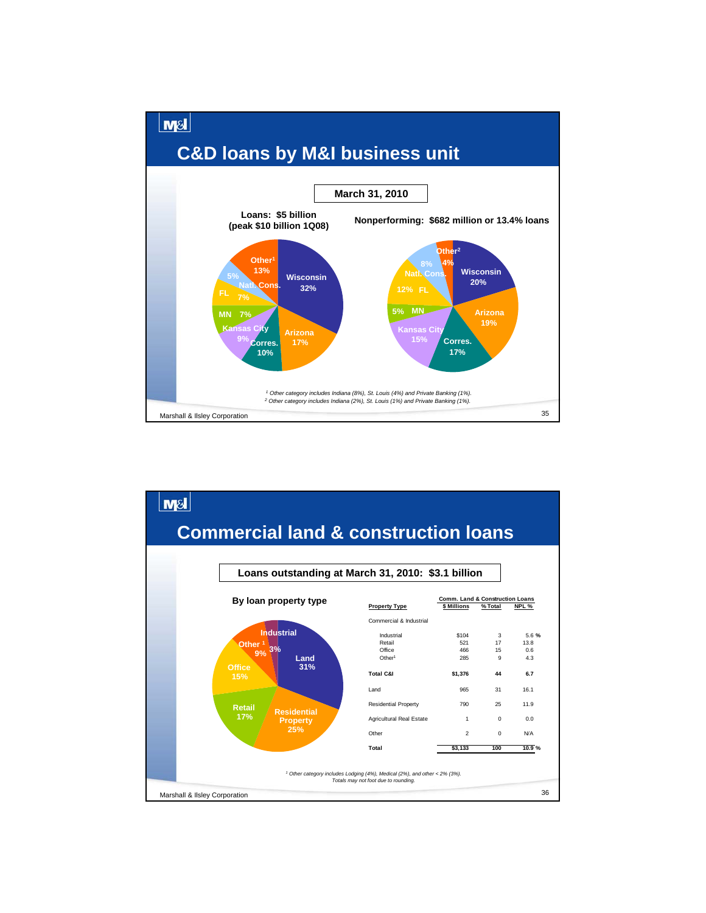# C&D loans by M&I business unit

**March 31, 2010**

**Loans: $5 billion (peak $10 billion 1Q08)**

| Business Unit | % |
|---|---|
| Wisconsin | 32% |
| Arizona | 17% |
| Corres. | 10% |
| Kansas City | 9% |
| MN | 7% |
| FL | 7% |
| Natl. Cons. | 5% |
| Other[1] | 13% |

**Nonperforming: $682 million or 13.4% loans**

| Business Unit | % |
|---|---|
| Wisconsin | 20% |
| Arizona | 19% |
| Corres. | 17% |
| Kansas City | 15% |
| MN | 5% |
| FL | 12% |
| Natl. Cons. | 8% |
| Other[2] | 4% |

*[1] Other category includes Indiana (8%), St. Louis (4%) and Private Banking (1%).*
*[2] Other category includes Indiana (2%), St. Louis (1%) and Private Banking (1%).*

Marshall & Ilsley Corporation

# Commercial land & construction loans

**Loans outstanding at March 31, 2010: $3.1 billion**

**By loan property type**

| Property Type | % |
|---|---|
| Land | 31% |
| Residential Property | 25% |
| Retail | 17% |
| Office | 15% |
| Other[1] | 9% |
| Industrial | 3% |

| Property Type | Comm. Land & Construction Loans | | |
|---|---|---|---|
| | $ Millions | % Total | NPL % |
| Commercial & Industrial | | | |
| Industrial | $104 | 3 | 5.6 % |
| Retail | 521 | 17 | 13.8 |
| Office | 466 | 15 | 0.6 |
| Other[1] | 285 | 9 | 4.3 |
| **Total C&I** | **$1,376** | **44** | **6.7** |
| Land | 965 | 31 | 16.1 |
| Residential Property | 790 | 25 | 11.9 |
| Agricultural Real Estate | 1 | 0 | 0.0 |
| Other | 2 | 0 | N/A |
| **Total** | **$3,133** | **100** | **10.9 %** |

*[1] Other category includes Lodging (4%), Medical (2%), and other < 2% (3%).*
*Totals may not foot due to rounding.*

Marshall & Ilsley Corporation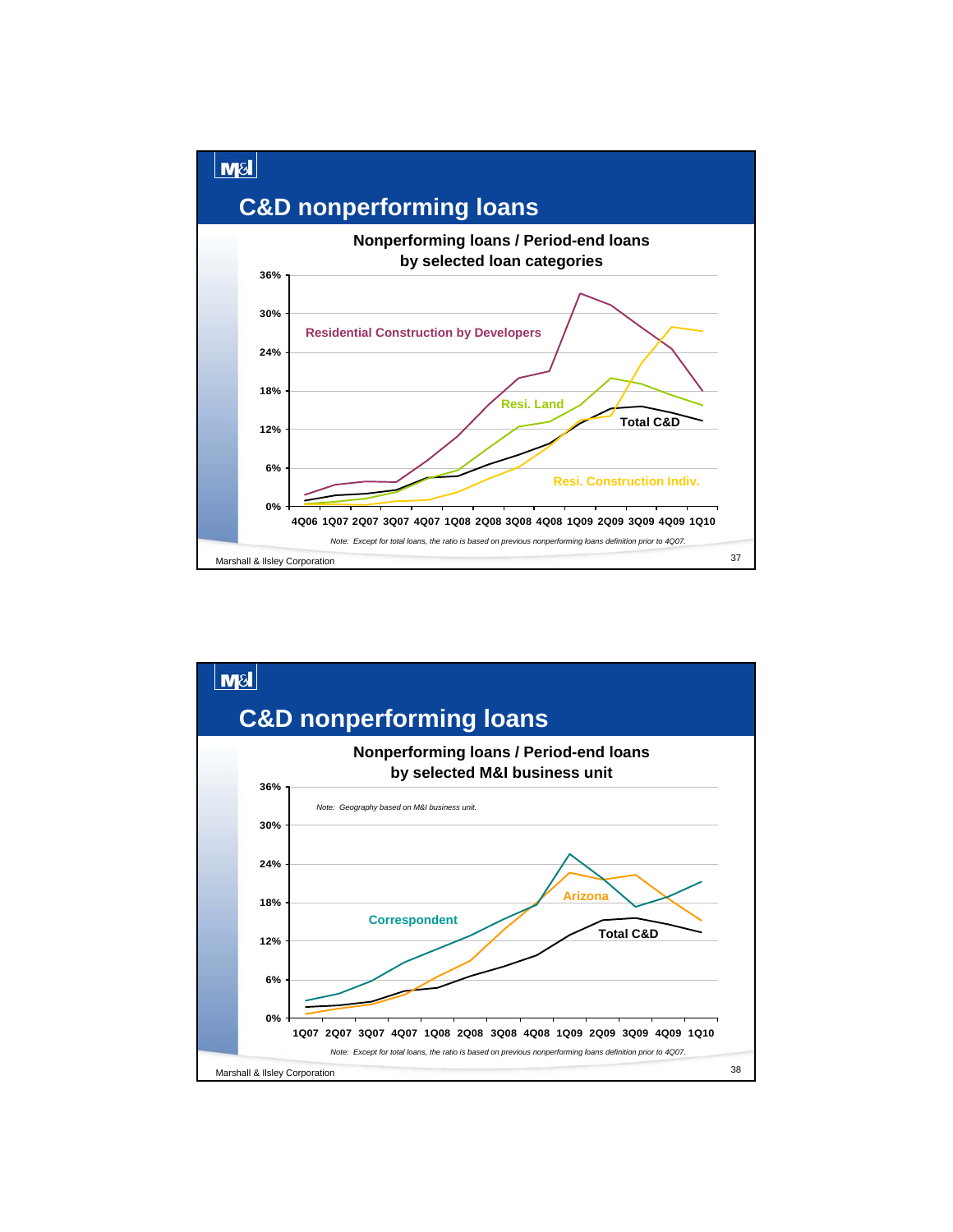## C&D nonperforming loans

**Nonperforming loans / Period-end loans by selected loan categories**

Series: Residential Construction by Developers; Resi. Land; Total C&D; Resi. Construction Indiv.

Y-axis: 0%, 6%, 12%, 18%, 24%, 30%, 36%

X-axis: 4Q06, 1Q07, 2Q07, 3Q07, 4Q07, 1Q08, 2Q08, 3Q08, 4Q08, 1Q09, 2Q09, 3Q09, 4Q09, 1Q10

*Note: Except for total loans, the ratio is based on previous nonperforming loans definition prior to 4Q07.*

Marshall & Ilsley Corporation

## C&D nonperforming loans

**Nonperforming loans / Period-end loans by selected M&I business unit**

*Note: Geography based on M&I business unit.*

Series: Correspondent; Arizona; Total C&D

Y-axis: 0%, 6%, 12%, 18%, 24%, 30%, 36%

X-axis: 1Q07, 2Q07, 3Q07, 4Q07, 1Q08, 2Q08, 3Q08, 4Q08, 1Q09, 2Q09, 3Q09, 4Q09, 1Q10

*Note: Except for total loans, the ratio is based on previous nonperforming loans definition prior to 4Q07.*

Marshall & Ilsley Corporation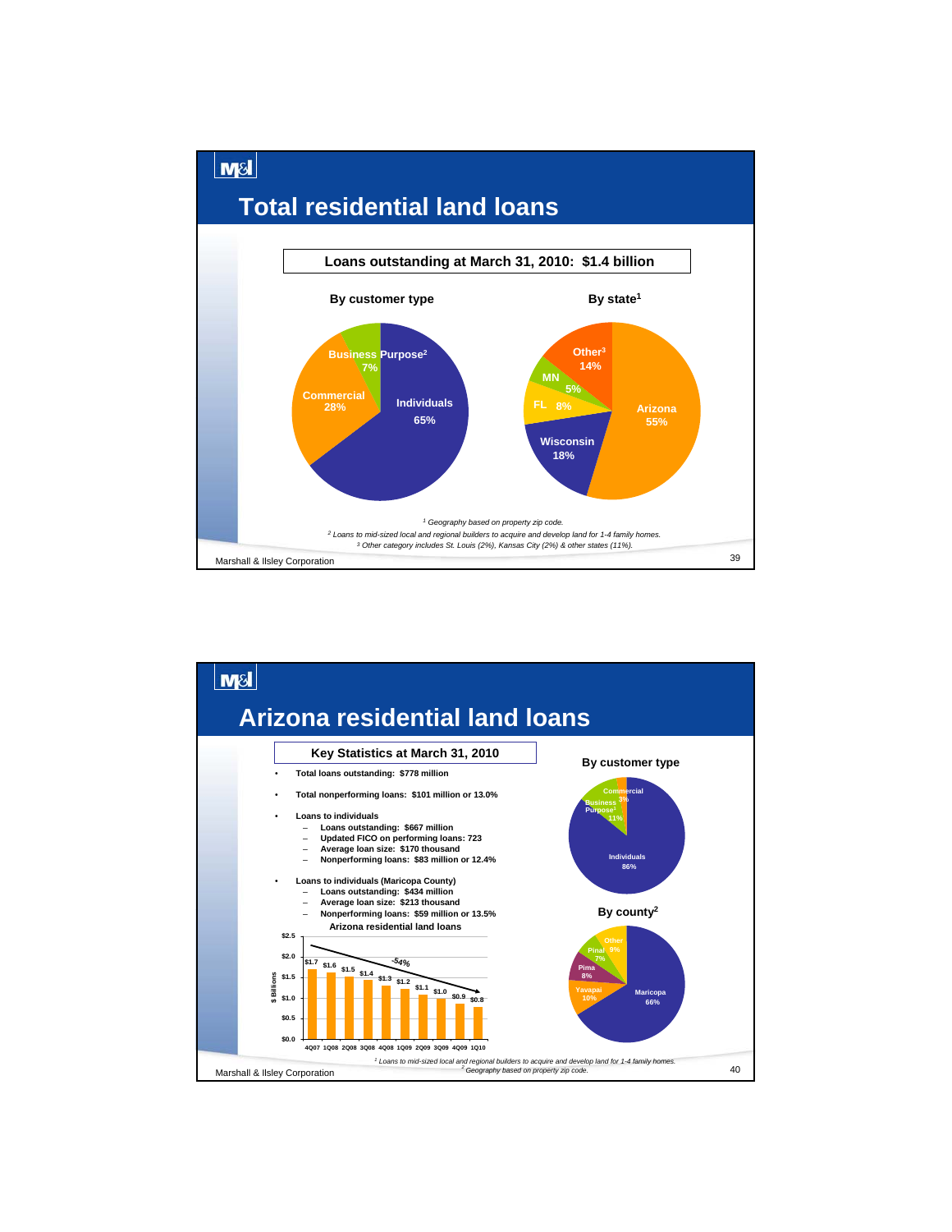# Total residential land loans

**Loans outstanding at March 31, 2010: $1.4 billion**

**By customer type**

| Customer type | Share |
|---|---|
| Individuals | 65% |
| Commercial | 28% |
| Business Purpose[2] | 7% |

**By state[1]**

| State | Share |
|---|---|
| Arizona | 55% |
| Wisconsin | 18% |
| FL | 8% |
| MN | 5% |
| Other[3] | 14% |

[1] *Geography based on property zip code.*
[2] *Loans to mid-sized local and regional builders to acquire and develop land for 1-4 family homes.*
[3] *Other category includes St. Louis (2%), Kansas City (2%) & other states (11%).*

Marshall & Ilsley Corporation

# Arizona residential land loans

**Key Statistics at March 31, 2010**

- Total loans outstanding: $778 million
- Total nonperforming loans: $101 million or 13.0%
- Loans to individuals
  - Loans outstanding: $667 million
  - Updated FICO on performing loans: 723
  - Average loan size: $170 thousand
  - Nonperforming loans: $83 million or 12.4%
- Loans to individuals (Maricopa County)
  - Loans outstanding: $434 million
  - Average loan size: $213 thousand
  - Nonperforming loans: $59 million or 13.5%

**Arizona residential land loans** ($ Billions; -54%)

| 4Q07 | 1Q08 | 2Q08 | 3Q08 | 4Q08 | 1Q09 | 2Q09 | 3Q09 | 4Q09 | 1Q10 |
|---|---|---|---|---|---|---|---|---|---|
| $1.7 | $1.6 | $1.5 | $1.4 | $1.3 | $1.2 | $1.1 | $1.0 | $0.9 | $0.8 |

**By customer type**

| Customer type | Share |
|---|---|
| Individuals | 86% |
| Business Purpose[1] | 11% |
| Commercial | 3% |

**By county[2]**

| County | Share |
|---|---|
| Maricopa | 66% |
| Yavapai | 10% |
| Pima | 8% |
| Pinal | 7% |
| Other | 9% |

[1] *Loans to mid-sized local and regional builders to acquire and develop land for 1-4 family homes.*
[2] *Geography based on property zip code.*

Marshall & Ilsley Corporation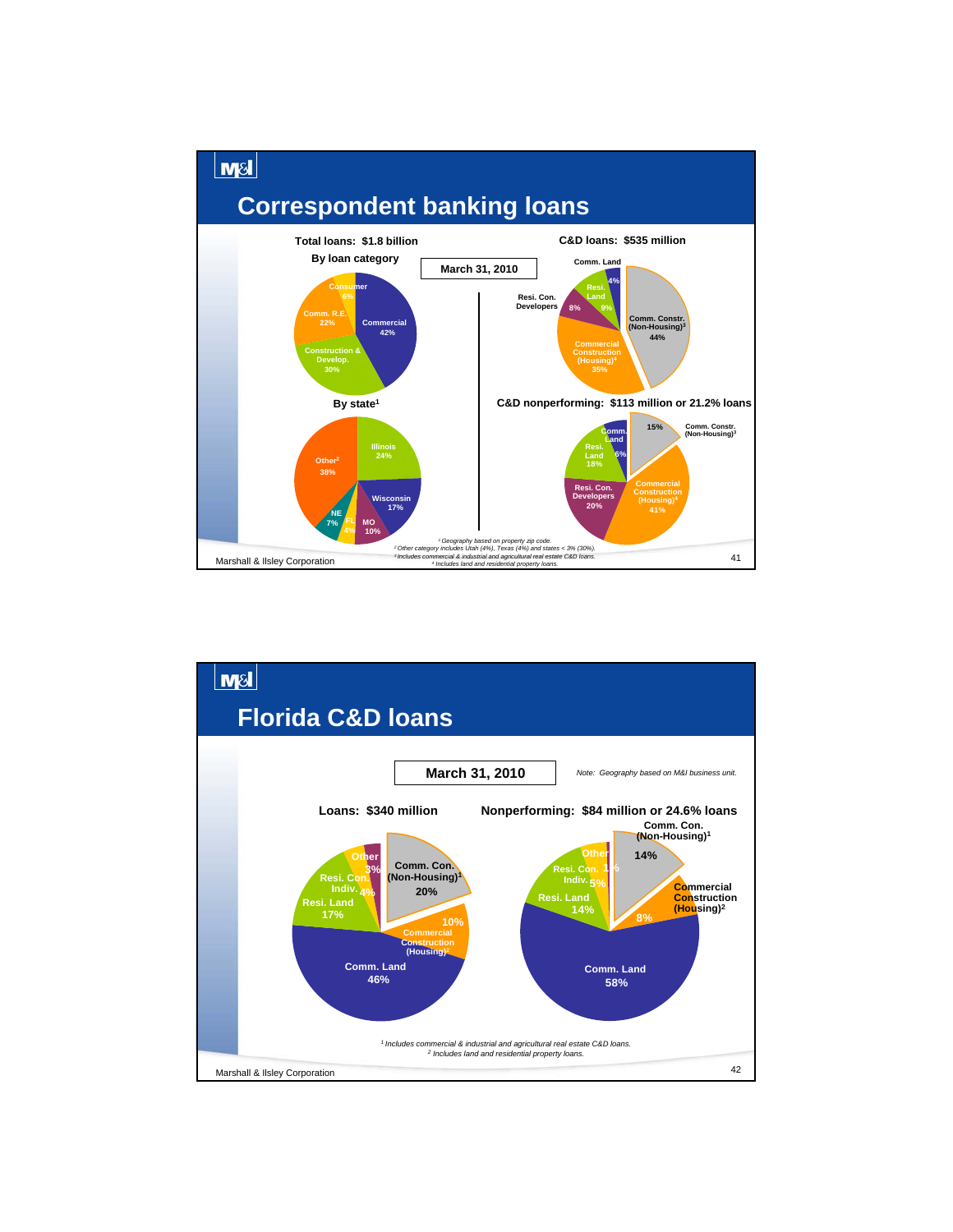# Correspondent banking loans

**March 31, 2010**

**Total loans: $1.8 billion**

**By loan category**

| Category | % |
| --- | --- |
| Commercial | 42% |
| Construction & Develop. | 30% |
| Comm. R.E. | 22% |
| Consumer | 6% |

**By state[1]**

| State | % |
| --- | --- |
| Illinois | 24% |
| Wisconsin | 17% |
| MO | 10% |
| FL | 4% |
| NE | 7% |
| Other[2] | 38% |

**C&D loans: $535 million**

| Category | % |
| --- | --- |
| Comm. Constr. (Non-Housing)[3] | 44% |
| Commercial Construction (Housing)[4] | 35% |
| Resi. Con. Developers | 8% |
| Resi. Land | 9% |
| Comm. Land | 4% |

**C&D nonperforming: $113 million or 21.2% loans**

| Category | % |
| --- | --- |
| Comm. Constr. (Non-Housing)[3] | 15% |
| Commercial Construction (Housing)[4] | 41% |
| Resi. Con. Developers | 20% |
| Resi. Land | 18% |
| Comm. Land | 6% |

*[1] Geography based on property zip code.*
*[2] Other category includes Utah (4%), Texas (4%) and states < 3% (30%).*
*[3] Includes commercial & industrial and agricultural real estate C&D loans.*
*[4] Includes land and residential property loans.*

# Florida C&D loans

**March 31, 2010**

*Note: Geography based on M&I business unit.*

**Loans: $340 million**

| Category | % |
| --- | --- |
| Comm. Con. (Non-Housing)[1] | 20% |
| Commercial Construction (Housing)[2] | 10% |
| Comm. Land | 46% |
| Resi. Land | 17% |
| Resi. Con. Indiv. | 4% |
| Other | 3% |

**Nonperforming: $84 million or 24.6% loans**

| Category | % |
| --- | --- |
| Comm. Con. (Non-Housing)[1] | 14% |
| Commercial Construction (Housing)[2] | 8% |
| Comm. Land | 58% |
| Resi. Land | 14% |
| Resi. Con. Indiv. | 5% |
| Other | 1% |

*[1] Includes commercial & industrial and agricultural real estate C&D loans.*
*[2] Includes land and residential property loans.*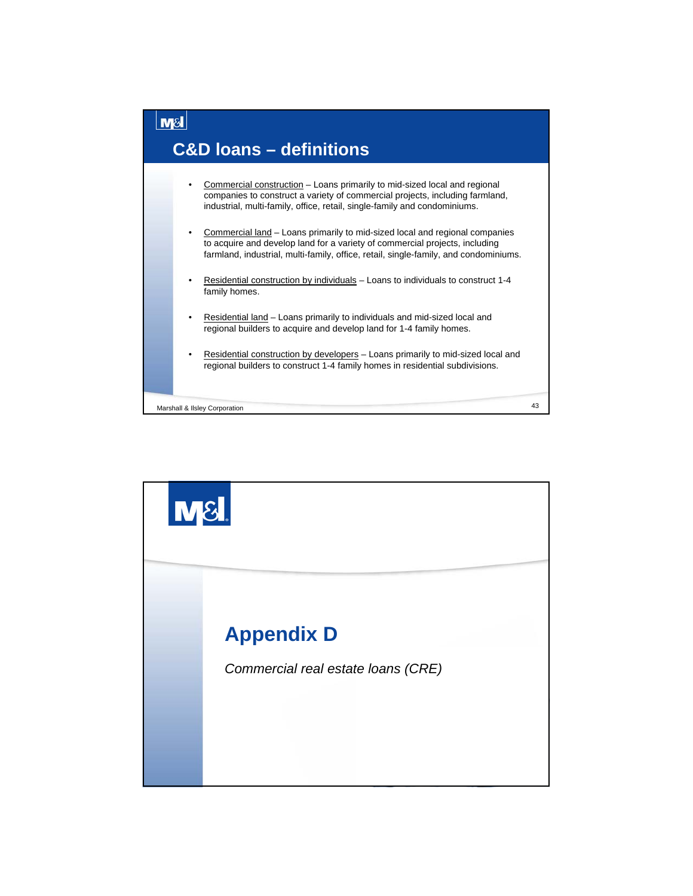## C&D loans – definitions

- Commercial construction – Loans primarily to mid-sized local and regional companies to construct a variety of commercial projects, including farmland, industrial, multi-family, office, retail, single-family and condominiums.
- Commercial land – Loans primarily to mid-sized local and regional companies to acquire and develop land for a variety of commercial projects, including farmland, industrial, multi-family, office, retail, single-family, and condominiums.
- Residential construction by individuals – Loans to individuals to construct 1-4 family homes.
- Residential land – Loans primarily to individuals and mid-sized local and regional builders to acquire and develop land for 1-4 family homes.
- Residential construction by developers – Loans primarily to mid-sized local and regional builders to construct 1-4 family homes in residential subdivisions.

# Appendix D

*Commercial real estate loans (CRE)*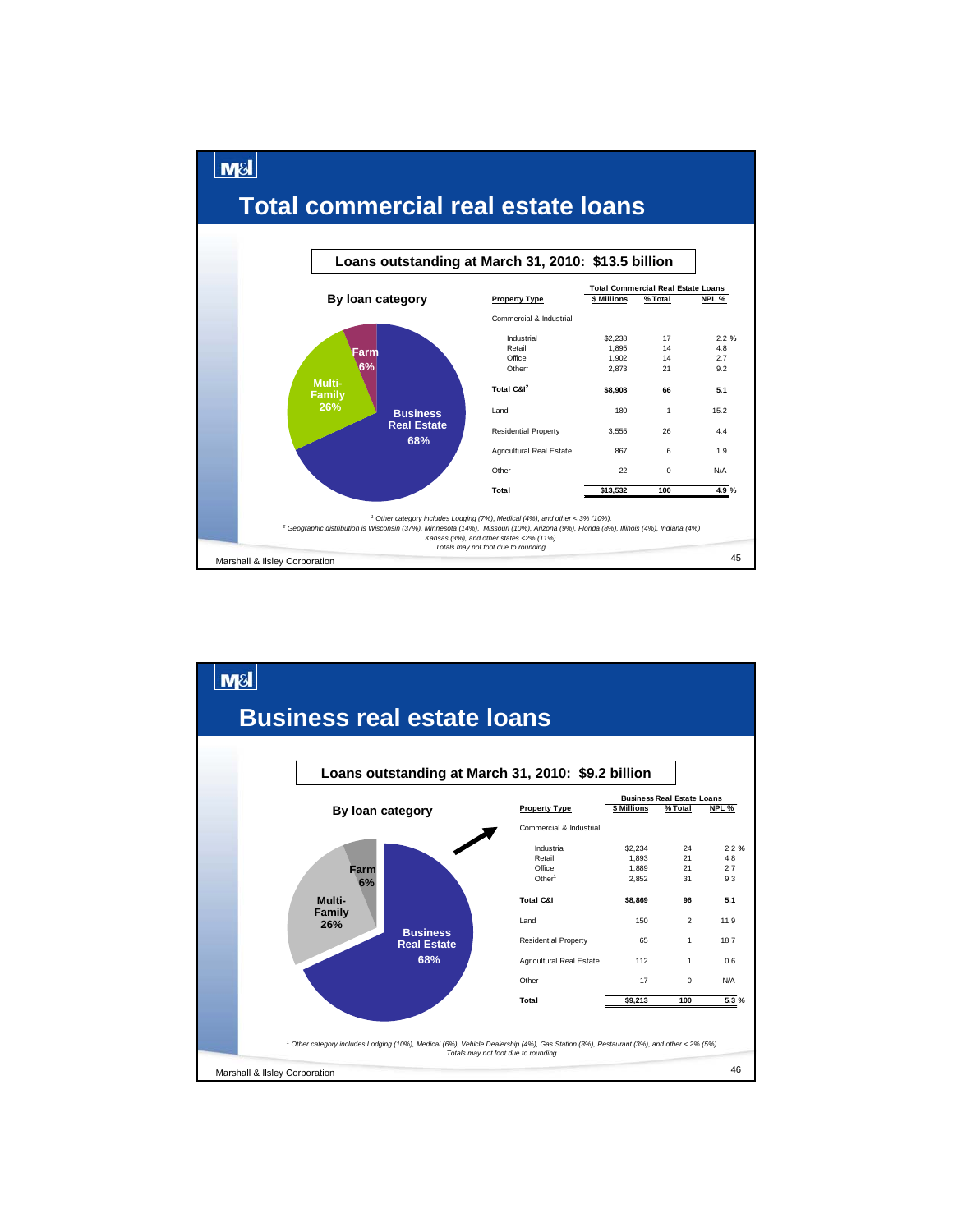# Total commercial real estate loans

**Loans outstanding at March 31, 2010: $13.5 billion**

**By loan category**

- Business Real Estate 68%
- Multi-Family 26%
- Farm 6%

| Property Type | Total Commercial Real Estate Loans | | |
|---|---|---|---|
| | $ Millions | % Total | NPL % |
| Commercial & Industrial | | | |
| Industrial | $2,238 | 17 | 2.2 % |
| Retail | 1,895 | 14 | 4.8 |
| Office | 1,902 | 14 | 2.7 |
| Other[1] | 2,873 | 21 | 9.2 |
| **Total C&I[2]** | **$8,908** | **66** | **5.1** |
| Land | 180 | 1 | 15.2 |
| Residential Property | 3,555 | 26 | 4.4 |
| Agricultural Real Estate | 867 | 6 | 1.9 |
| Other | 22 | 0 | N/A |
| **Total** | **$13,532** | **100** | **4.9 %** |

*[1] Other category includes Lodging (7%), Medical (4%), and other < 3% (10%).*

*[2] Geographic distribution is Wisconsin (37%), Minnesota (14%), Missouri (10%), Arizona (9%), Florida (8%), Illinois (4%), Indiana (4%) Kansas (3%), and other states <2% (11%).*

*Totals may not foot due to rounding.*

Marshall & Ilsley Corporation

# Business real estate loans

**Loans outstanding at March 31, 2010: $9.2 billion**

**By loan category**

- Business Real Estate 68%
- Multi-Family 26%
- Farm 6%

| Property Type | Business Real Estate Loans | | |
|---|---|---|---|
| | $ Millions | % Total | NPL % |
| Commercial & Industrial | | | |
| Industrial | $2,234 | 24 | 2.2 % |
| Retail | 1,893 | 21 | 4.8 |
| Office | 1,889 | 21 | 2.7 |
| Other[1] | 2,852 | 31 | 9.3 |
| **Total C&I** | **$8,869** | **96** | **5.1** |
| Land | 150 | 2 | 11.9 |
| Residential Property | 65 | 1 | 18.7 |
| Agricultural Real Estate | 112 | 1 | 0.6 |
| Other | 17 | 0 | N/A |
| **Total** | **$9,213** | **100** | **5.3 %** |

*[1] Other category includes Lodging (10%), Medical (6%), Vehicle Dealership (4%), Gas Station (3%), Restaurant (3%), and other < 2% (5%).*

*Totals may not foot due to rounding.*

Marshall & Ilsley Corporation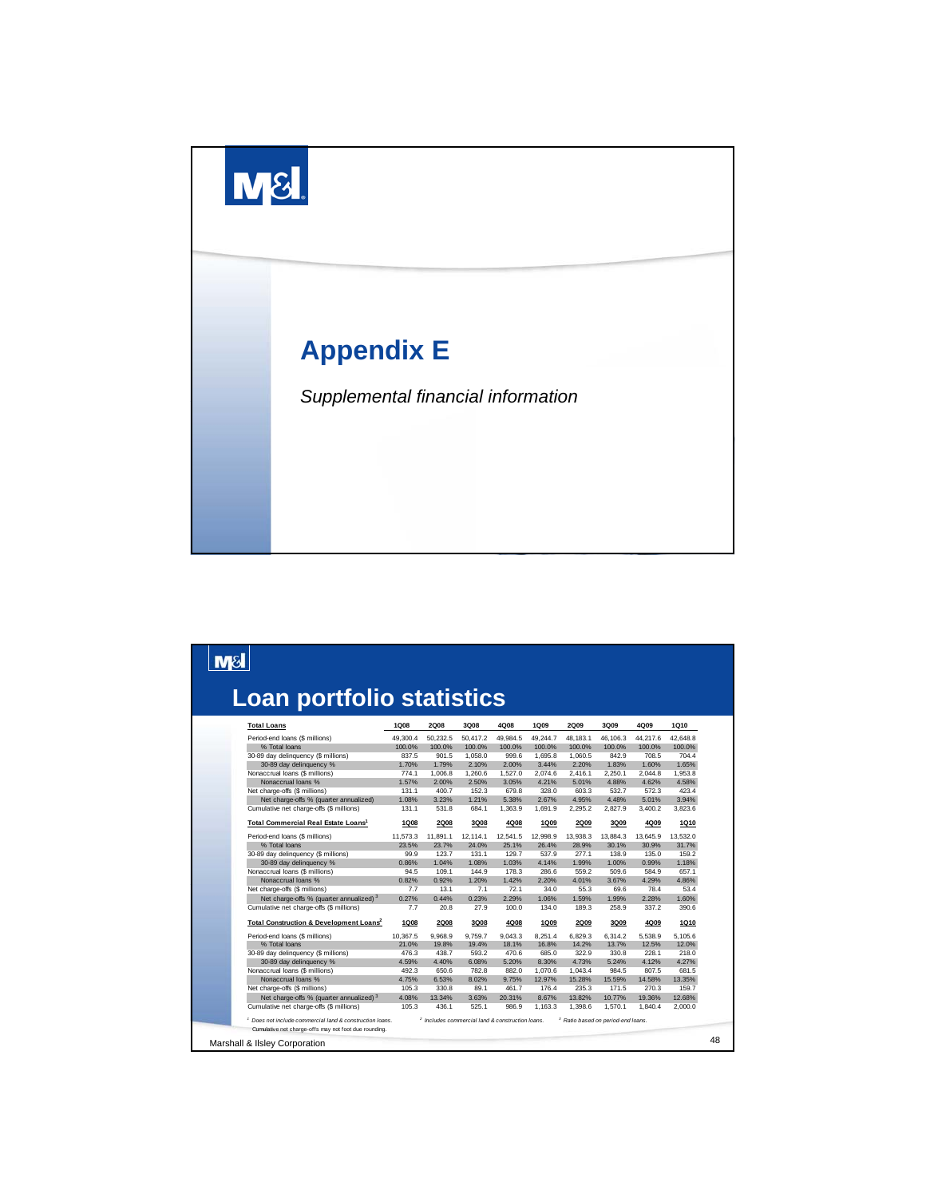# Appendix E

*Supplemental financial information*

# Loan portfolio statistics

| Total Loans | 1Q08 | 2Q08 | 3Q08 | 4Q08 | 1Q09 | 2Q09 | 3Q09 | 4Q09 | 1Q10 |
|---|---|---|---|---|---|---|---|---|---|
| Period-end loans ($ millions) | 49,300.4 | 50,232.5 | 50,417.2 | 49,984.5 | 49,244.7 | 48,183.1 | 46,106.3 | 44,217.6 | 42,648.8 |
| % Total loans | 100.0% | 100.0% | 100.0% | 100.0% | 100.0% | 100.0% | 100.0% | 100.0% | 100.0% |
| 30-89 day delinquency ($ millions) | 837.5 | 901.5 | 1,058.0 | 999.6 | 1,695.8 | 1,060.5 | 842.9 | 708.5 | 704.4 |
| 30-89 day delinquency % | 1.70% | 1.79% | 2.10% | 2.00% | 3.44% | 2.20% | 1.83% | 1.60% | 1.65% |
| Nonaccrual loans ($ millions) | 774.1 | 1,006.8 | 1,260.6 | 1,527.0 | 2,074.6 | 2,416.1 | 2,250.1 | 2,044.8 | 1,953.8 |
| Nonaccrual loans % | 1.57% | 2.00% | 2.50% | 3.05% | 4.21% | 5.01% | 4.88% | 4.62% | 4.58% |
| Net charge-offs ($ millions) | 131.1 | 400.7 | 152.3 | 679.8 | 328.0 | 603.3 | 532.7 | 572.3 | 423.4 |
| Net charge-offs % (quarter annualized) | 1.08% | 3.23% | 1.21% | 5.38% | 2.67% | 4.95% | 4.48% | 5.01% | 3.94% |
| Cumulative net charge-offs ($ millions) | 131.1 | 531.8 | 684.1 | 1,363.9 | 1,691.9 | 2,295.2 | 2,827.9 | 3,400.2 | 3,823.6 |
| **Total Commercial Real Estate Loans[1]** | **1Q08** | **2Q08** | **3Q08** | **4Q08** | **1Q09** | **2Q09** | **3Q09** | **4Q09** | **1Q10** |
| Period-end loans ($ millions) | 11,573.3 | 11,891.1 | 12,114.1 | 12,541.5 | 12,998.9 | 13,938.3 | 13,884.3 | 13,645.9 | 13,532.0 |
| % Total loans | 23.5% | 23.7% | 24.0% | 25.1% | 26.4% | 28.9% | 30.1% | 30.9% | 31.7% |
| 30-89 day delinquency ($ millions) | 99.9 | 123.7 | 131.1 | 129.7 | 537.9 | 277.1 | 138.9 | 135.0 | 159.2 |
| 30-89 day delinquency % | 0.86% | 1.04% | 1.08% | 1.03% | 4.14% | 1.99% | 1.00% | 0.99% | 1.18% |
| Nonaccrual loans ($ millions) | 94.5 | 109.1 | 144.9 | 178.3 | 286.6 | 559.2 | 509.6 | 584.9 | 657.1 |
| Nonaccrual loans % | 0.82% | 0.92% | 1.20% | 1.42% | 2.20% | 4.01% | 3.67% | 4.29% | 4.86% |
| Net charge-offs ($ millions) | 7.7 | 13.1 | 7.1 | 72.1 | 34.0 | 55.3 | 69.6 | 78.4 | 53.4 |
| Net charge-offs % (quarter annualized)[3] | 0.27% | 0.44% | 0.23% | 2.29% | 1.06% | 1.59% | 1.99% | 2.28% | 1.60% |
| Cumulative net charge-offs ($ millions) | 7.7 | 20.8 | 27.9 | 100.0 | 134.0 | 189.3 | 258.9 | 337.2 | 390.6 |
| **Total Construction & Development Loans[2]** | **1Q08** | **2Q08** | **3Q08** | **4Q08** | **1Q09** | **2Q09** | **3Q09** | **4Q09** | **1Q10** |
| Period-end loans ($ millions) | 10,367.5 | 9,968.9 | 9,759.7 | 9,043.3 | 8,251.4 | 6,829.3 | 6,314.2 | 5,538.9 | 5,105.6 |
| % Total loans | 21.0% | 19.8% | 19.4% | 18.1% | 16.8% | 14.2% | 13.7% | 12.5% | 12.0% |
| 30-89 day delinquency ($ millions) | 476.3 | 438.7 | 593.2 | 470.6 | 685.0 | 322.9 | 330.8 | 228.1 | 218.0 |
| 30-89 day delinquency % | 4.59% | 4.40% | 6.08% | 5.20% | 8.30% | 4.73% | 5.24% | 4.12% | 4.27% |
| Nonaccrual loans ($ millions) | 492.3 | 650.6 | 782.8 | 882.0 | 1,070.6 | 1,043.4 | 984.5 | 807.5 | 681.5 |
| Nonaccrual loans % | 4.75% | 6.53% | 8.02% | 9.75% | 12.97% | 15.28% | 15.59% | 14.58% | 13.35% |
| Net charge-offs ($ millions) | 105.3 | 330.8 | 89.1 | 461.7 | 176.4 | 235.3 | 171.5 | 270.3 | 159.7 |
| Net charge-offs % (quarter annualized)[3] | 4.08% | 13.34% | 3.63% | 20.31% | 8.67% | 13.82% | 10.77% | 19.36% | 12.68% |
| Cumulative net charge-offs ($ millions) | 105.3 | 436.1 | 525.1 | 986.9 | 1,163.3 | 1,398.6 | 1,570.1 | 1,840.4 | 2,000.0 |

*[1] Does not include commercial land & construction loans.* *[2] Includes commercial land & construction loans.* *[3] Ratio based on period-end loans.*

Cumulative net charge-offs may not foot due rounding.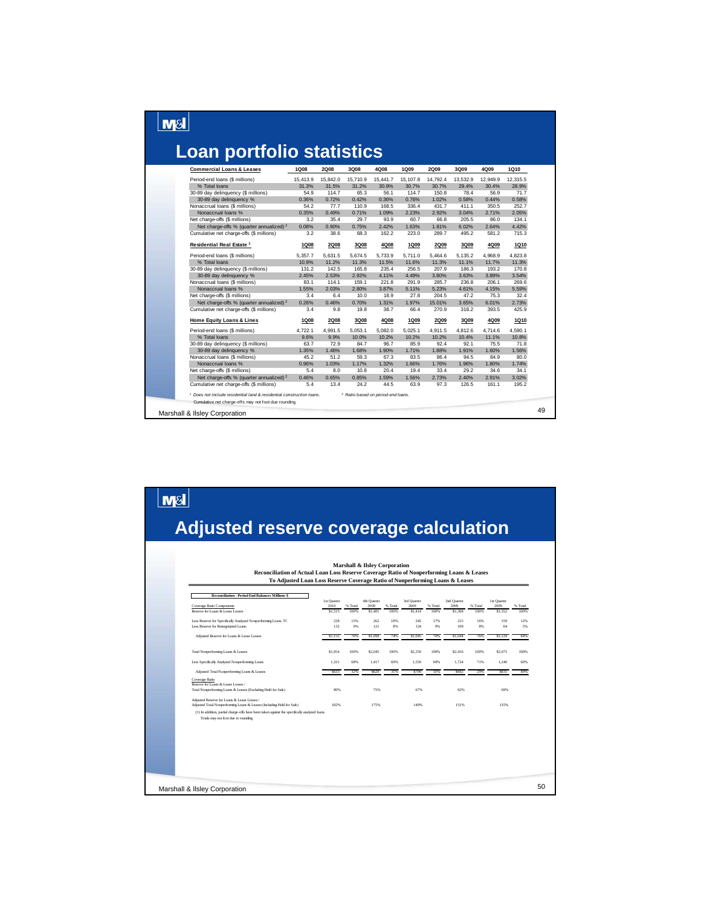# Loan portfolio statistics

| Commercial Loans & Leases | 1Q08 | 2Q08 | 3Q08 | 4Q08 | 1Q09 | 2Q09 | 3Q09 | 4Q09 | 1Q10 |
|---|---|---|---|---|---|---|---|---|---|
| Period-end loans ($ millions) | 15,413.9 | 15,842.0 | 15,710.9 | 15,441.7 | 15,107.8 | 14,792.4 | 13,532.9 | 12,949.9 | 12,315.5 |
| % Total loans | 31.3% | 31.5% | 31.2% | 30.9% | 30.7% | 30.7% | 29.4% | 30.4% | 28.9% |
| 30-89 day delinquency ($ millions) | 54.9 | 114.7 | 65.3 | 56.1 | 114.7 | 150.8 | 78.4 | 56.9 | 71.7 |
| 30-89 day delinquency % | 0.36% | 0.72% | 0.42% | 0.36% | 0.76% | 1.02% | 0.58% | 0.44% | 0.58% |
| Nonaccrual loans ($ millions) | 54.2 | 77.7 | 110.9 | 168.5 | 336.4 | 431.7 | 411.1 | 350.5 | 252.7 |
| Nonaccrual loans % | 0.35% | 0.49% | 0.71% | 1.09% | 2.23% | 2.92% | 3.04% | 2.71% | 2.05% |
| Net charge-offs ($ millions) | 3.2 | 35.4 | 29.7 | 93.9 | 60.7 | 66.8 | 205.5 | 86.0 | 134.1 |
| Net charge-offs % (quarter annualized) [2] | 0.08% | 0.90% | 0.75% | 2.42% | 1.63% | 1.81% | 6.02% | 2.64% | 4.42% |
| Cumulative net charge-offs ($ millions) | 3.2 | 38.6 | 68.3 | 162.2 | 223.0 | 289.7 | 495.2 | 581.2 | 715.3 |

| Residential Real Estate [1] | 1Q08 | 2Q08 | 3Q08 | 4Q08 | 1Q09 | 2Q09 | 3Q09 | 4Q09 | 1Q10 |
|---|---|---|---|---|---|---|---|---|---|
| Period-end loans ($ millions) | 5,357.7 | 5,631.5 | 5,674.5 | 5,733.9 | 5,711.0 | 5,464.6 | 5,135.2 | 4,968.9 | 4,823.8 |
| % Total loans | 10.9% | 11.2% | 11.3% | 11.5% | 11.6% | 11.3% | 11.1% | 11.7% | 11.3% |
| 30-89 day delinquency ($ millions) | 131.2 | 142.5 | 165.8 | 235.4 | 256.5 | 207.9 | 186.3 | 193.2 | 170.8 |
| 30-89 day delinquency % | 2.45% | 2.53% | 2.92% | 4.11% | 4.49% | 3.80% | 3.63% | 3.89% | 3.54% |
| Nonaccrual loans ($ millions) | 83.1 | 114.1 | 159.1 | 221.8 | 291.9 | 285.7 | 236.8 | 206.1 | 269.6 |
| Nonaccrual loans % | 1.55% | 2.03% | 2.80% | 3.87% | 5.11% | 5.23% | 4.61% | 4.15% | 5.59% |
| Net charge-offs ($ millions) | 3.4 | 6.4 | 10.0 | 18.9 | 27.8 | 204.5 | 47.2 | 75.3 | 32.4 |
| Net charge-offs % (quarter annualized) [2] | 0.26% | 0.46% | 0.70% | 1.31% | 1.97% | 15.01% | 3.65% | 6.01% | 2.73% |
| Cumulative net charge-offs ($ millions) | 3.4 | 9.8 | 19.8 | 38.7 | 66.4 | 270.9 | 318.2 | 393.5 | 425.9 |

| Home Equity Loans & Lines | 1Q08 | 2Q08 | 3Q08 | 4Q08 | 1Q09 | 2Q09 | 3Q09 | 4Q09 | 1Q10 |
|---|---|---|---|---|---|---|---|---|---|
| Period-end loans ($ millions) | 4,722.1 | 4,991.5 | 5,053.1 | 5,082.0 | 5,025.1 | 4,911.5 | 4,812.6 | 4,714.6 | 4,590.1 |
| % Total loans | 9.6% | 9.9% | 10.0% | 10.2% | 10.2% | 10.2% | 10.4% | 11.1% | 10.8% |
| 30-89 day delinquency ($ millions) | 63.7 | 72.9 | 84.7 | 96.7 | 85.9 | 92.4 | 92.1 | 75.5 | 71.8 |
| 30-89 day delinquency % | 1.35% | 1.46% | 1.68% | 1.90% | 1.71% | 1.88% | 1.91% | 1.60% | 1.56% |
| Nonaccrual loans ($ millions) | 45.2 | 51.2 | 59.3 | 67.3 | 83.5 | 86.4 | 94.5 | 84.9 | 80.0 |
| Nonaccrual loans % | 0.96% | 1.03% | 1.17% | 1.32% | 1.66% | 1.76% | 1.96% | 1.80% | 1.74% |
| Net charge-offs ($ millions) | 5.4 | 8.0 | 10.8 | 20.4 | 19.4 | 33.4 | 29.2 | 34.6 | 34.1 |
| Net charge-offs % (quarter annualized) [2] | 0.46% | 0.65% | 0.85% | 1.59% | 1.56% | 2.73% | 2.40% | 2.91% | 3.02% |
| Cumulative net charge-offs ($ millions) | 5.4 | 13.4 | 24.2 | 44.5 | 63.9 | 97.3 | 126.5 | 161.1 | 195.2 |

[1] Does not include residential land & residential construction loans. [2] Ratio based on period-end loans.

Cumulative net charge-offs may not foot due rounding.

Marshall & Ilsley Corporation

# Adjusted reserve coverage calculation

**Marshall & Ilsley Corporation**
**Reconciliation of Actual Loan Loss Reserve Coverage Ratio of Nonperforming Loans & Leases**
**To Adjusted Loan Loss Reserve Coverage Ratio of Nonperforming Loans & Leases**

| Reconciliation - Period End Balances Millions $ | 1st Quarter 2010 | % Total | 4th Quarter 2009 | % Total | 3rd Quarter 2009 | % Total | 2nd Quarter 2009 | % Total | 1st Quarter 2009 | % Total |
|---|---|---|---|---|---|---|---|---|---|---|
| Coverage Ratio Components | | | | | | | | | | |
| Reserve for Loans & Lease Losses | $1,515 | 100% | $1,481 | 100% | $1,414 | 100% | $1,368 | 100% | $1,352 | 100% |
| Less Reserve for Specifically Analyzed Nonperforming Loans (1) | 228 | 15% | 262 | 18% | 245 | 17% | 215 | 16% | 159 | 12% |
| Less Reserve for Renegotiated Loans | 132 | 9% | 121 | 8% | 124 | 9% | 109 | 8% | 64 | 5% |
| Adjusted Reserve for Loans & Lease Losses | $1,155 | 76% | $1,098 | 74% | $1,045 | 74% | $1,044 | 76% | $1,129 | 84% |
| Total Nonperforming Loans & Leases | $1,954 | 100% | $2,045 | 100% | $2,250 | 100% | $2,416 | 100% | $2,075 | 100% |
| Less Specifically Analyzed Nonperforming Loans | 1,321 | 68% | 1,417 | 69% | 1,550 | 69% | 1,724 | 71% | 1,240 | 60% |
| Adjusted Total Nonperforming Loans & Leases | $633 | 32% | $628 | 31% | $700 | 31% | $692 | 29% | $835 | 40% |
| Coverage Ratio | | | | | | | | | | |
| Reserve for Loans & Lease Losses / Total Nonperforming Loans & Leases (Excluding Held for Sale) | 80% | | 75% | | 67% | | 62% | | 69% | |
| Adjusted Reserve for Loans & Lease Losses / Adjusted Total Nonperforming Loans & Leases (Including Held for Sale) | 182% | | 175% | | 149% | | 151% | | 135% | |

(1) In addition, partial charge-offs have been taken against the specifically analyzed loans.
Totals may not foot due to rounding.

Marshall & Ilsley Corporation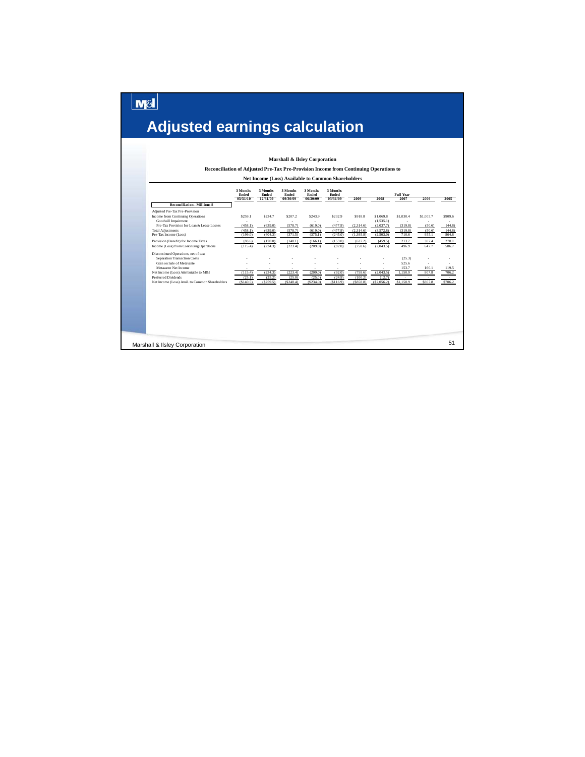# Adjusted earnings calculation

**Marshall & Ilsley Corporation**

**Reconciliation of Adjusted Pre-Tax Pre-Provision Income from Continuing Operations to**

**Net Income (Loss) Available to Common Shareholders**

| Reconciliation - Millions $ | 3 Months Ended 03/31/10 | 3 Months Ended 12/31/09 | 3 Months Ended 09/30/09 | 3 Months Ended 06/30/09 | 3 Months Ended 03/31/09 | 2009 | 2008 | Full Year 2007 | 2006 | 2005 |
|---|---|---|---|---|---|---|---|---|---|---|
| Adjusted Pre-Tax Pre-Provision | | | | | | | | | | |
| Income from Continuing Operations | $259.1 | $234.7 | $207.2 | $243.9 | $232.9 | $918.8 | $1,069.8 | $1,030.4 | $1,005.7 | $909.6 |
| Goodwill Impairment | - | - | - | - | - | - | (1,535.1) | - | - | - |
| Pre-Tax Provision for Loan & Lease Losses | (458.1) | (639.0) | (578.7) | (619.0) | (477.9) | (2,314.6) | (2,037.7) | (319.8) | (50.6) | (44.8) |
| Total Adjustments | (458.1) | (639.0) | (578.7) | (619.0) | (477.9) | (2,314.6) | (3,572.8) | (319.8) | (50.6) | (44.8) |
| Pre-Tax Income (Loss) | (199.0) | (404.3) | (371.5) | (375.1) | (245.0) | (1,395.8) | (2,503.0) | 710.6 | 955.1 | 864.8 |
| Provision (Benefit) for Income Taxes | (83.6) | (170.0) | (148.1) | (166.1) | (153.0) | (637.2) | (459.5) | 213.7 | 307.4 | 278.1 |
| Income (Loss) from Continuing Operations | (115.4) | (234.3) | (223.4) | (209.0) | (92.0) | (758.6) | (2,043.5) | 496.9 | 647.7 | 586.7 |
| Discontinued Operations, net of tax: | | | | | | | | | | |
| Separation Transaction Costs | - | - | - | - | - | - | - | (25.3) | - | - |
| Gain on Sale of Metavante | - | - | - | - | - | - | - | 525.6 | - | - |
| Metavante Net Income | - | - | - | - | - | - | - | 153.7 | 160.1 | 119.5 |
| Net Income (Loss) Attributable to M&I | (115.4) | (234.3) | (223.4) | (209.0) | (92.0) | (758.6) | (2,043.5) | 1,150.9 | 807.8 | 706.2 |
| Preferred Dividends | (25.1) | (25.2) | (25.0) | (25.0) | (24.9) | (100.2) | (12.7) | - | - | - |
| Net Income (Loss) Avail. to Common Shareholders | ($140.5) | ($259.5) | ($248.4) | ($234.0) | ($116.9) | ($858.8) | ($2,056.2) | $1,150.9 | $807.8 | $706.2 |